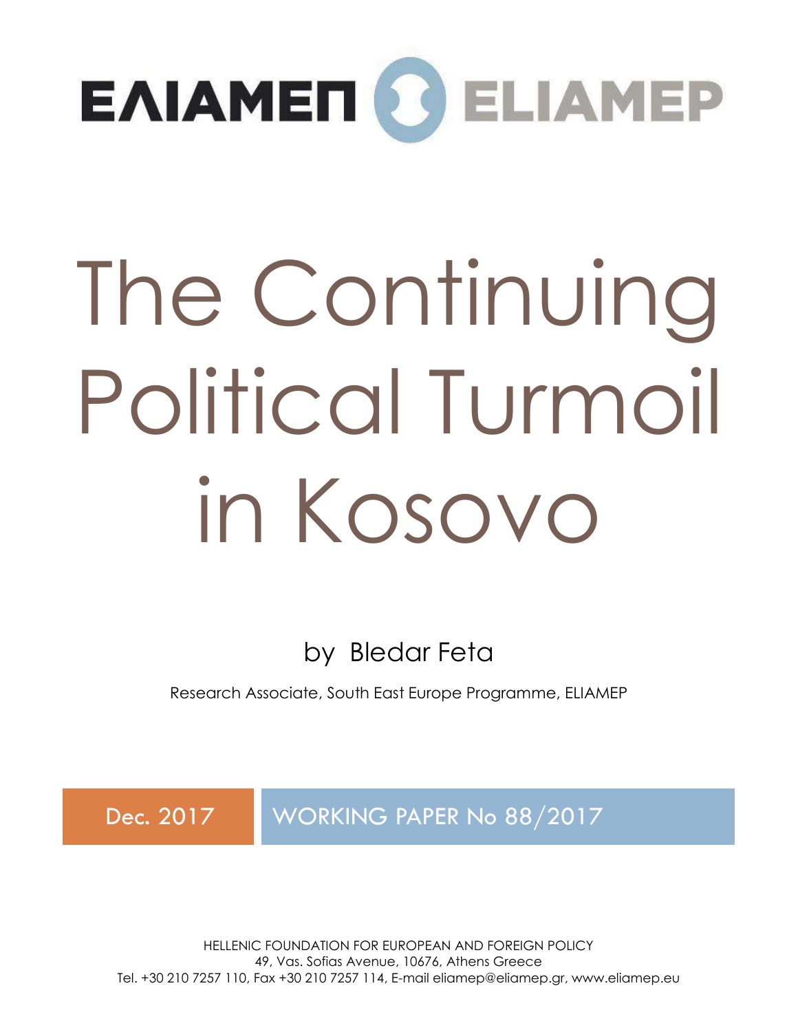ΕΛΙΑΜΕΠ ELIAMEP

# The Continuing Political Turmoil in Kosovo

by Bledar Feta

Research Associate, South East Europe Programme, ELIAMEP

Dec. 2017

WORKING PAPER No 88/2017

HELLENIC FOUNDATION FOR EUROPEAN AND FOREIGN POLICY
49, Vas. Sofias Avenue, 10676, Athens Greece
Tel. +30 210 7257 110, Fax +30 210 7257 114, E-mail eliamep@eliamep.gr, www.eliamep.eu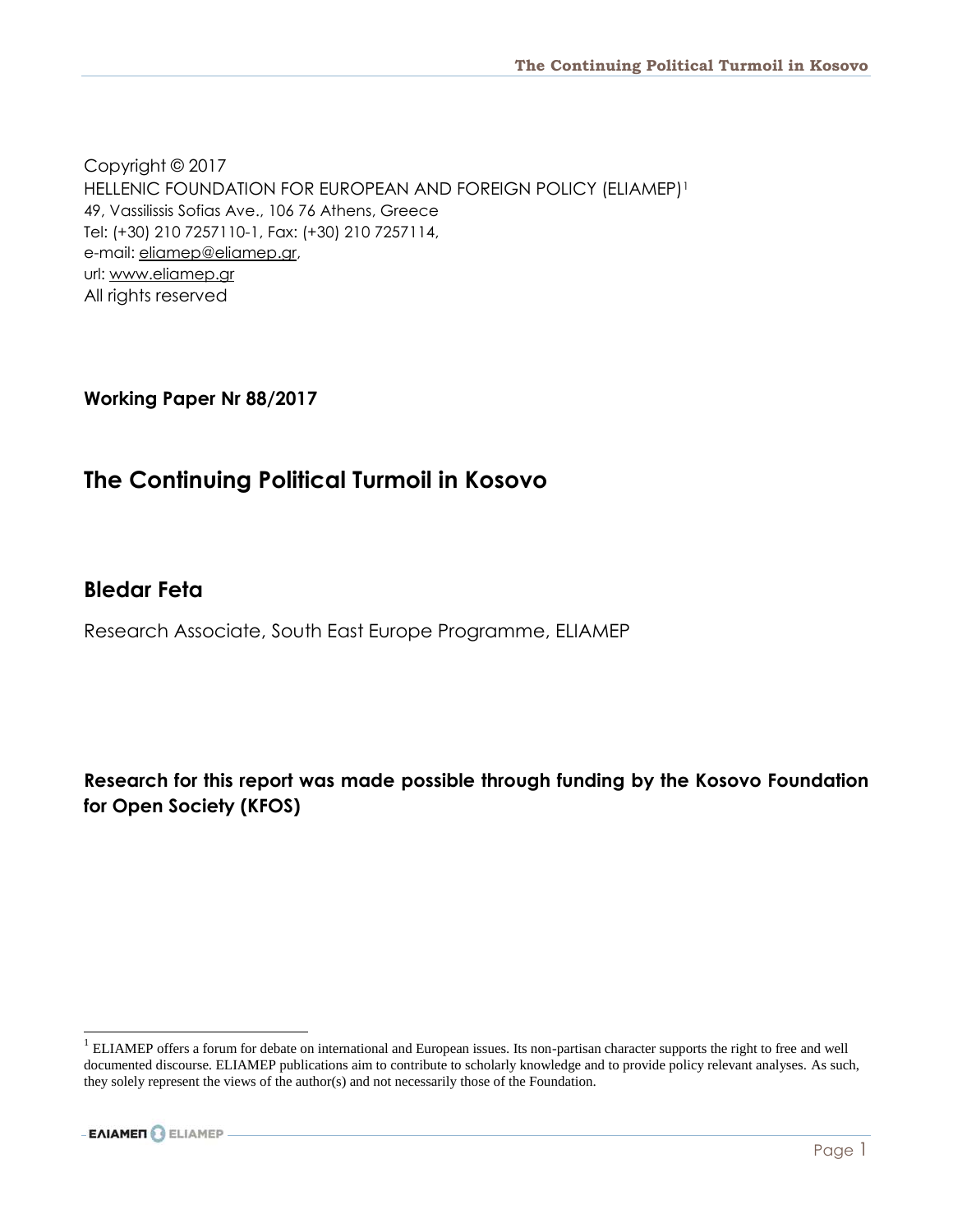Copyright © 2017
HELLENIC FOUNDATION FOR EUROPEAN AND FOREIGN POLICY (ELIAMEP)[1]
49, Vassilissis Sofias Ave., 106 76 Athens, Greece
Tel: (+30) 210 7257110-1, Fax: (+30) 210 7257114,
e-mail: eliamep@eliamep.gr,
url: www.eliamep.gr
All rights reserved

**Working Paper Nr 88/2017**

# The Continuing Political Turmoil in Kosovo

## Bledar Feta

Research Associate, South East Europe Programme, ELIAMEP

**Research for this report was made possible through funding by the Kosovo Foundation for Open Society (KFOS)**

---

[1] ELIAMEP offers a forum for debate on international and European issues. Its non-partisan character supports the right to free and well documented discourse. ELIAMEP publications aim to contribute to scholarly knowledge and to provide policy relevant analyses. As such, they solely represent the views of the author(s) and not necessarily those of the Foundation.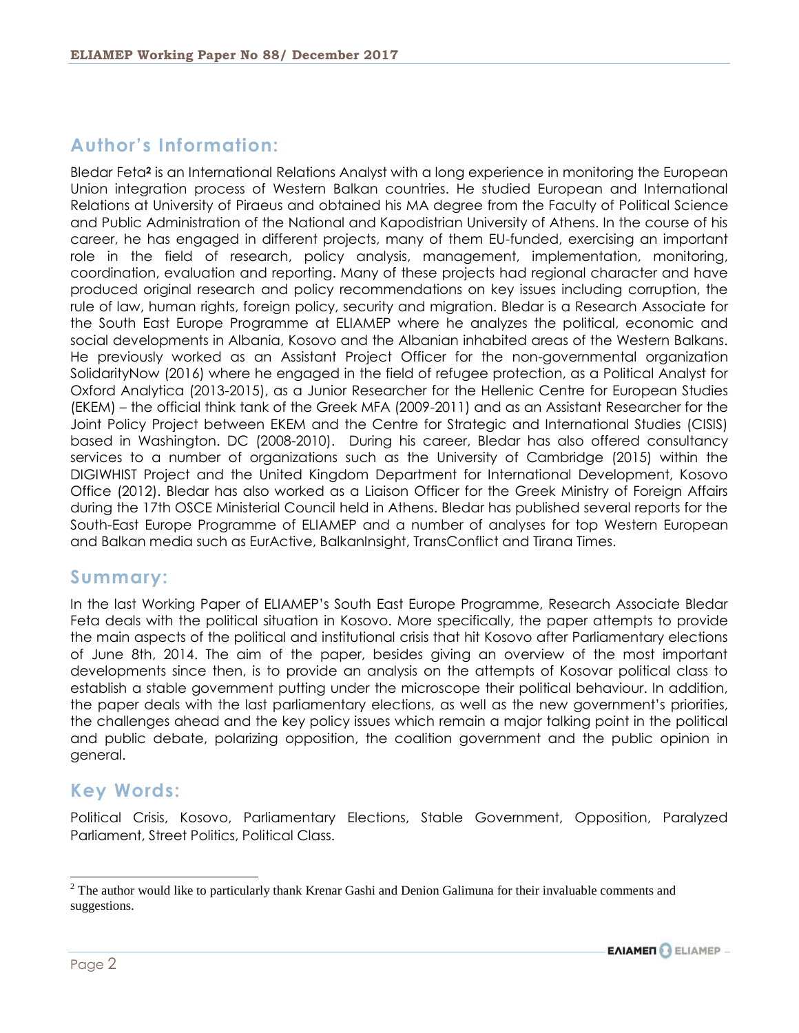## Author's Information:

Bledar Feta[2] is an International Relations Analyst with a long experience in monitoring the European Union integration process of Western Balkan countries. He studied European and International Relations at University of Piraeus and obtained his MA degree from the Faculty of Political Science and Public Administration of the National and Kapodistrian University of Athens. In the course of his career, he has engaged in different projects, many of them EU-funded, exercising an important role in the field of research, policy analysis, management, implementation, monitoring, coordination, evaluation and reporting. Many of these projects had regional character and have produced original research and policy recommendations on key issues including corruption, the rule of law, human rights, foreign policy, security and migration. Bledar is a Research Associate for the South East Europe Programme at ELIAMEP where he analyzes the political, economic and social developments in Albania, Kosovo and the Albanian inhabited areas of the Western Balkans. He previously worked as an Assistant Project Officer for the non-governmental organization SolidarityNow (2016) where he engaged in the field of refugee protection, as a Political Analyst for Oxford Analytica (2013-2015), as a Junior Researcher for the Hellenic Centre for European Studies (EKEM) – the official think tank of the Greek MFA (2009-2011) and as an Assistant Researcher for the Joint Policy Project between EKEM and the Centre for Strategic and International Studies (CISIS) based in Washington. DC (2008-2010). During his career, Bledar has also offered consultancy services to a number of organizations such as the University of Cambridge (2015) within the DIGIWHIST Project and the United Kingdom Department for International Development, Kosovo Office (2012). Bledar has also worked as a Liaison Officer for the Greek Ministry of Foreign Affairs during the 17th OSCE Ministerial Council held in Athens. Bledar has published several reports for the South-East Europe Programme of ELIAMEP and a number of analyses for top Western European and Balkan media such as EurActive, BalkanInsight, TransConflict and Tirana Times.

## Summary:

In the last Working Paper of ELIAMEP's South East Europe Programme, Research Associate Bledar Feta deals with the political situation in Kosovo. More specifically, the paper attempts to provide the main aspects of the political and institutional crisis that hit Kosovo after Parliamentary elections of June 8th, 2014. The aim of the paper, besides giving an overview of the most important developments since then, is to provide an analysis on the attempts of Kosovar political class to establish a stable government putting under the microscope their political behaviour. In addition, the paper deals with the last parliamentary elections, as well as the new government's priorities, the challenges ahead and the key policy issues which remain a major talking point in the political and public debate, polarizing opposition, the coalition government and the public opinion in general.

## Key Words:

Political Crisis, Kosovo, Parliamentary Elections, Stable Government, Opposition, Paralyzed Parliament, Street Politics, Political Class.

[2] The author would like to particularly thank Krenar Gashi and Denion Galimuna for their invaluable comments and suggestions.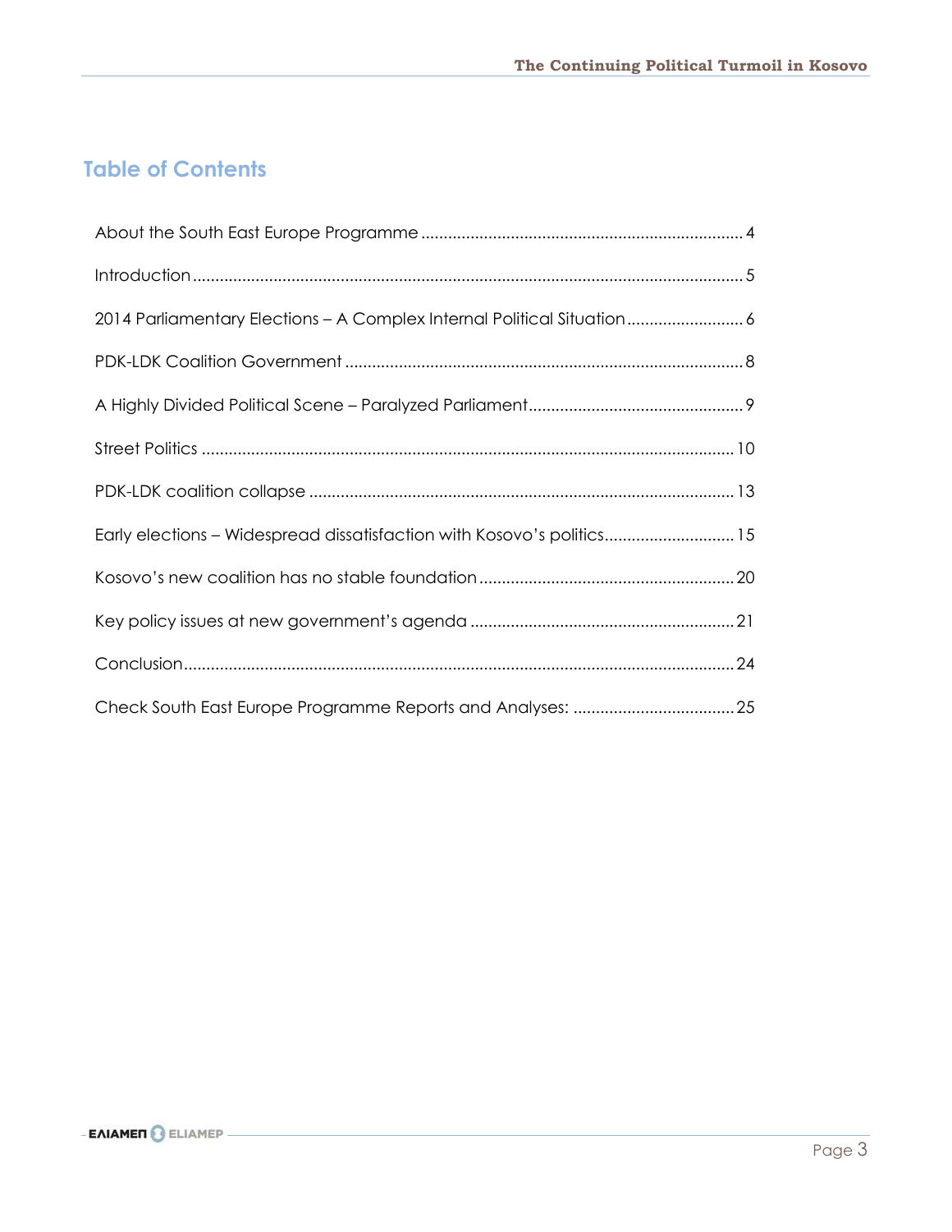## Table of Contents

About the South East Europe Programme ........................................................................ 4

Introduction .......................................................................................................................... 5

2014 Parliamentary Elections – A Complex Internal Political Situation .......................... 6

PDK-LDK Coalition Government ......................................................................................... 8

A Highly Divided Political Scene – Paralyzed Parliament ................................................ 9

Street Politics ....................................................................................................................... 10

PDK-LDK coalition collapse ............................................................................................... 13

Early elections – Widespread dissatisfaction with Kosovo's politics ............................. 15

Kosovo's new coalition has no stable foundation ......................................................... 20

Key policy issues at new government's agenda ........................................................... 21

Conclusion .......................................................................................................................... 24

Check South East Europe Programme Reports and Analyses: .................................... 25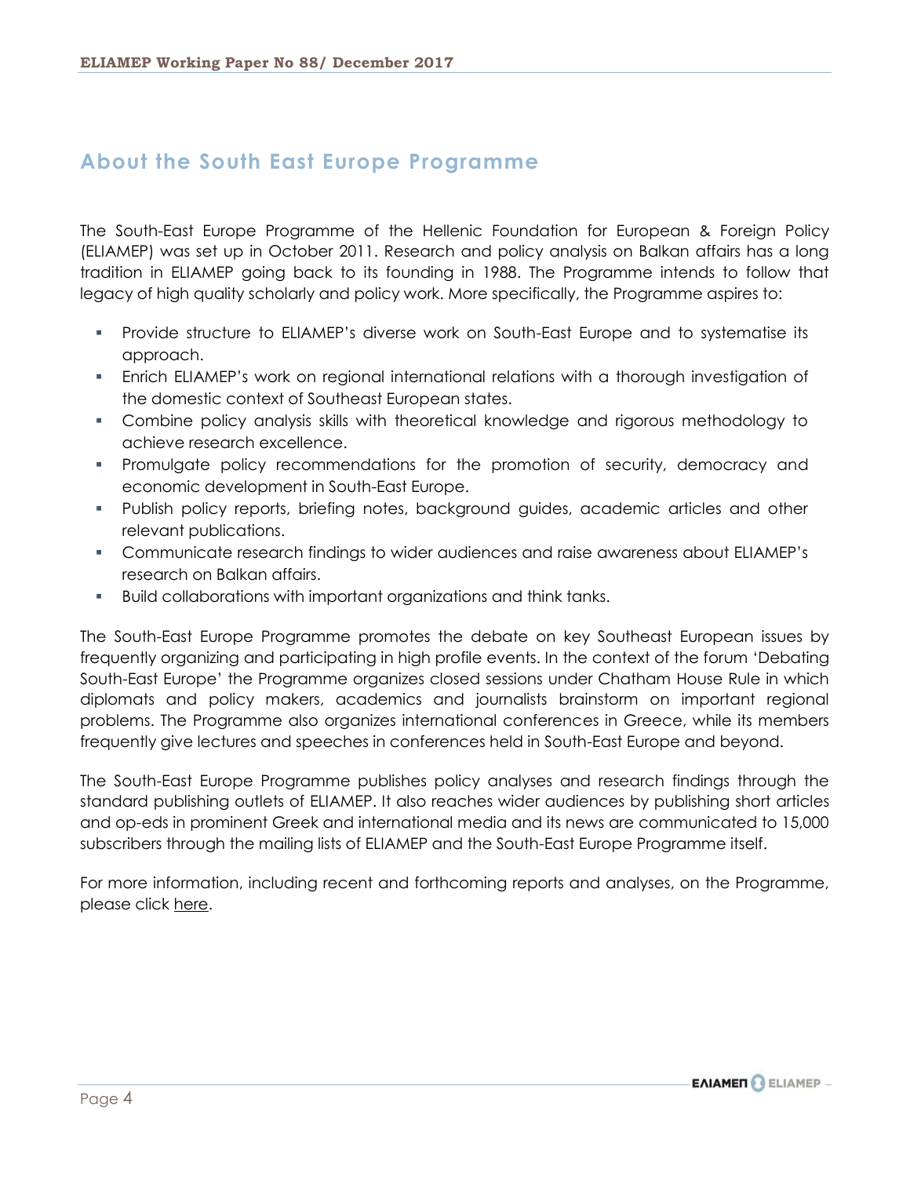## About the South East Europe Programme

The South-East Europe Programme of the Hellenic Foundation for European & Foreign Policy (ELIAMEP) was set up in October 2011. Research and policy analysis on Balkan affairs has a long tradition in ELIAMEP going back to its founding in 1988. The Programme intends to follow that legacy of high quality scholarly and policy work. More specifically, the Programme aspires to:

- Provide structure to ELIAMEP's diverse work on South-East Europe and to systematise its approach.
- Enrich ELIAMEP's work on regional international relations with a thorough investigation of the domestic context of Southeast European states.
- Combine policy analysis skills with theoretical knowledge and rigorous methodology to achieve research excellence.
- Promulgate policy recommendations for the promotion of security, democracy and economic development in South-East Europe.
- Publish policy reports, briefing notes, background guides, academic articles and other relevant publications.
- Communicate research findings to wider audiences and raise awareness about ELIAMEP's research on Balkan affairs.
- Build collaborations with important organizations and think tanks.

The South-East Europe Programme promotes the debate on key Southeast European issues by frequently organizing and participating in high profile events. In the context of the forum 'Debating South-East Europe' the Programme organizes closed sessions under Chatham House Rule in which diplomats and policy makers, academics and journalists brainstorm on important regional problems. The Programme also organizes international conferences in Greece, while its members frequently give lectures and speeches in conferences held in South-East Europe and beyond.

The South-East Europe Programme publishes policy analyses and research findings through the standard publishing outlets of ELIAMEP. It also reaches wider audiences by publishing short articles and op-eds in prominent Greek and international media and its news are communicated to 15,000 subscribers through the mailing lists of ELIAMEP and the South-East Europe Programme itself.

For more information, including recent and forthcoming reports and analyses, on the Programme, please click here.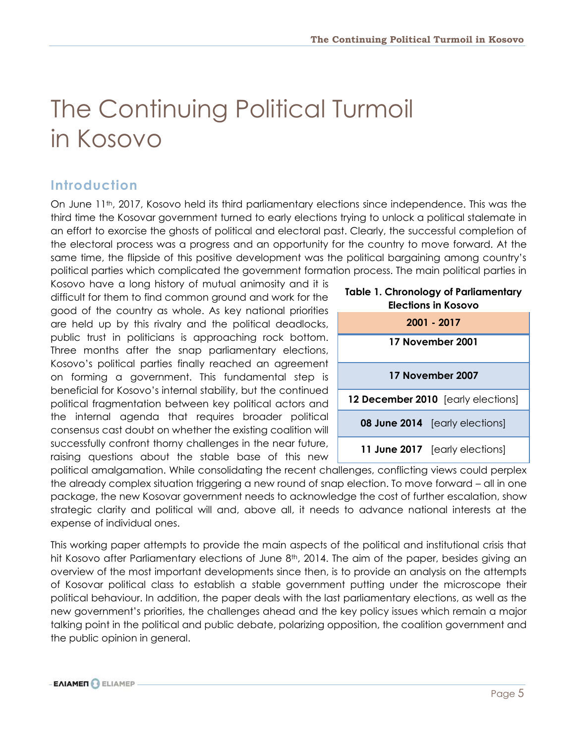# The Continuing Political Turmoil in Kosovo

## Introduction

On June 11th, 2017, Kosovo held its third parliamentary elections since independence. This was the third time the Kosovar government turned to early elections trying to unlock a political stalemate in an effort to exorcise the ghosts of political and electoral past. Clearly, the successful completion of the electoral process was a progress and an opportunity for the country to move forward. At the same time, the flipside of this positive development was the political bargaining among country's political parties which complicated the government formation process. The main political parties in Kosovo have a long history of mutual animosity and it is difficult for them to find common ground and work for the good of the country as whole. As key national priorities are held up by this rivalry and the political deadlocks, public trust in politicians is approaching rock bottom. Three months after the snap parliamentary elections, Kosovo's political parties finally reached an agreement on forming a government. This fundamental step is beneficial for Kosovo's internal stability, but the continued political fragmentation between key political actors and the internal agenda that requires broader political consensus cast doubt on whether the existing coalition will successfully confront thorny challenges in the near future, raising questions about the stable base of this new political amalgamation. While consolidating the recent challenges, conflicting views could perplex the already complex situation triggering a new round of snap election. To move forward – all in one package, the new Kosovar government needs to acknowledge the cost of further escalation, show strategic clarity and political will and, above all, it needs to advance national interests at the expense of individual ones.

**Table 1. Chronology of Parliamentary Elections in Kosovo**

| 2001 - 2017 |
|---|
| **17 November 2001** |
| **17 November 2007** |
| **12 December 2010** [early elections] |
| **08 June 2014** [early elections] |
| **11 June 2017** [early elections] |

This working paper attempts to provide the main aspects of the political and institutional crisis that hit Kosovo after Parliamentary elections of June 8th, 2014. The aim of the paper, besides giving an overview of the most important developments since then, is to provide an analysis on the attempts of Kosovar political class to establish a stable government putting under the microscope their political behaviour. In addition, the paper deals with the last parliamentary elections, as well as the new government's priorities, the challenges ahead and the key policy issues which remain a major talking point in the political and public debate, polarizing opposition, the coalition government and the public opinion in general.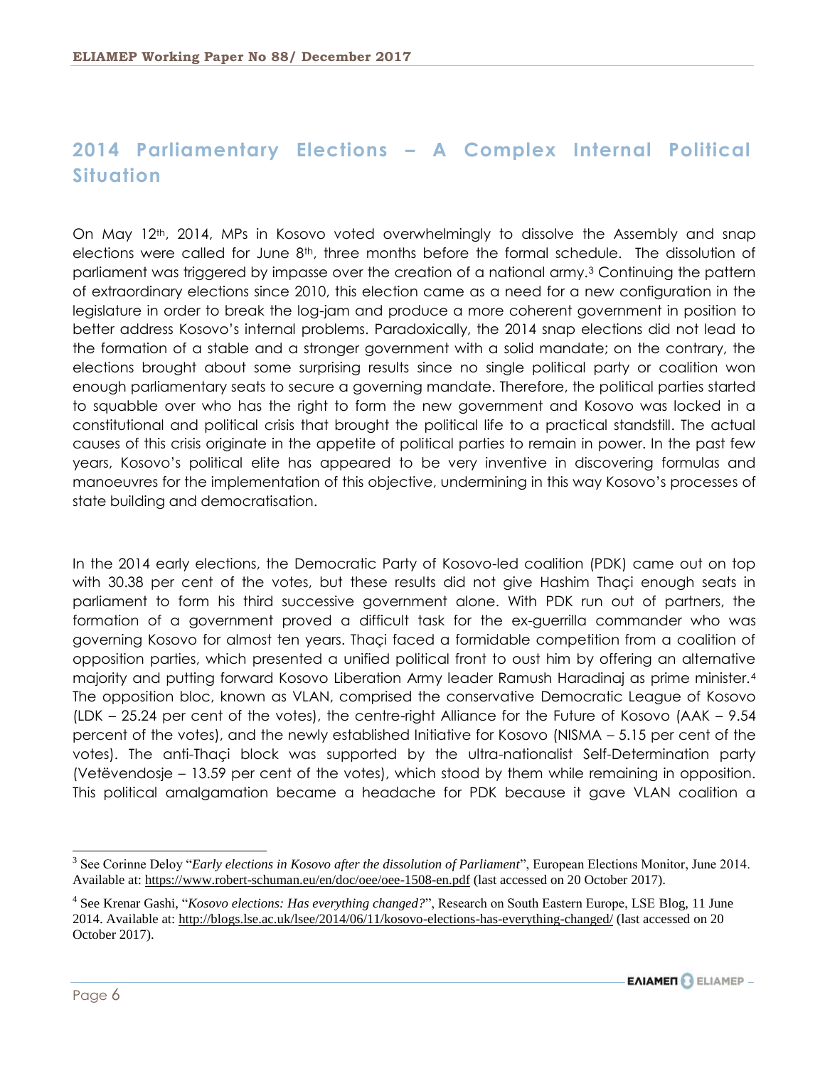## 2014 Parliamentary Elections – A Complex Internal Political Situation

On May 12th, 2014, MPs in Kosovo voted overwhelmingly to dissolve the Assembly and snap elections were called for June 8th, three months before the formal schedule. The dissolution of parliament was triggered by impasse over the creation of a national army.[3] Continuing the pattern of extraordinary elections since 2010, this election came as a need for a new configuration in the legislature in order to break the log-jam and produce a more coherent government in position to better address Kosovo's internal problems. Paradoxically, the 2014 snap elections did not lead to the formation of a stable and a stronger government with a solid mandate; on the contrary, the elections brought about some surprising results since no single political party or coalition won enough parliamentary seats to secure a governing mandate. Therefore, the political parties started to squabble over who has the right to form the new government and Kosovo was locked in a constitutional and political crisis that brought the political life to a practical standstill. The actual causes of this crisis originate in the appetite of political parties to remain in power. In the past few years, Kosovo's political elite has appeared to be very inventive in discovering formulas and manoeuvres for the implementation of this objective, undermining in this way Kosovo's processes of state building and democratisation.

In the 2014 early elections, the Democratic Party of Kosovo-led coalition (PDK) came out on top with 30.38 per cent of the votes, but these results did not give Hashim Thaçi enough seats in parliament to form his third successive government alone. With PDK run out of partners, the formation of a government proved a difficult task for the ex-guerrilla commander who was governing Kosovo for almost ten years. Thaçi faced a formidable competition from a coalition of opposition parties, which presented a unified political front to oust him by offering an alternative majority and putting forward Kosovo Liberation Army leader Ramush Haradinaj as prime minister.[4] The opposition bloc, known as VLAN, comprised the conservative Democratic League of Kosovo (LDK – 25.24 per cent of the votes), the centre-right Alliance for the Future of Kosovo (AAK – 9.54 percent of the votes), and the newly established Initiative for Kosovo (NISMA – 5.15 per cent of the votes). The anti-Thaçi block was supported by the ultra-nationalist Self-Determination party (Vetëvendosje – 13.59 per cent of the votes), which stood by them while remaining in opposition. This political amalgamation became a headache for PDK because it gave VLAN coalition a

---

[3] See Corinne Deloy "*Early elections in Kosovo after the dissolution of Parliament*", European Elections Monitor, June 2014. Available at: https://www.robert-schuman.eu/en/doc/oee/oee-1508-en.pdf (last accessed on 20 October 2017).

[4] See Krenar Gashi, "*Kosovo elections: Has everything changed?*", Research on South Eastern Europe, LSE Blog, 11 June 2014. Available at: http://blogs.lse.ac.uk/lsee/2014/06/11/kosovo-elections-has-everything-changed/ (last accessed on 20 October 2017).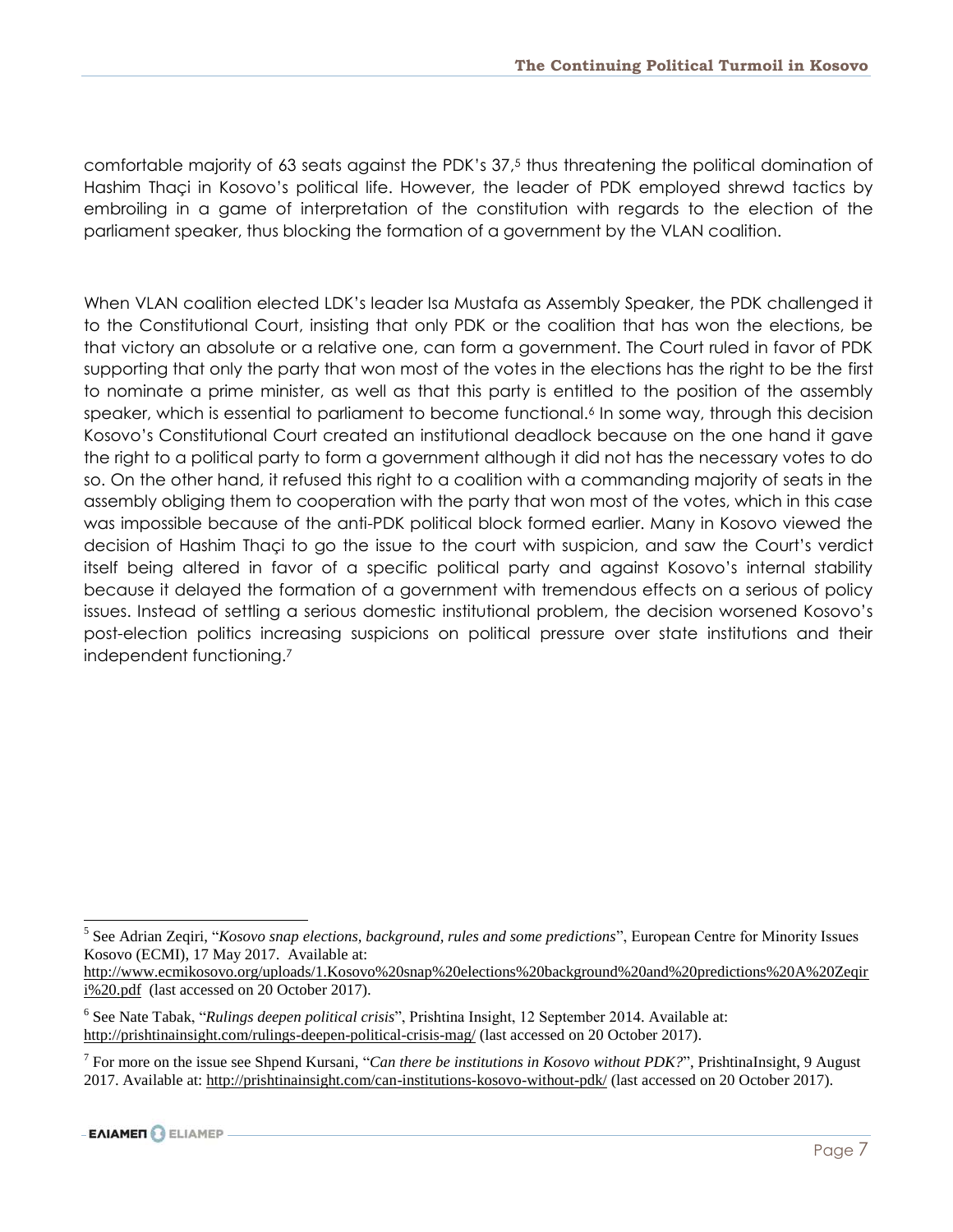comfortable majority of 63 seats against the PDK's 37,[5] thus threatening the political domination of Hashim Thaçi in Kosovo's political life. However, the leader of PDK employed shrewd tactics by embroiling in a game of interpretation of the constitution with regards to the election of the parliament speaker, thus blocking the formation of a government by the VLAN coalition.

When VLAN coalition elected LDK's leader Isa Mustafa as Assembly Speaker, the PDK challenged it to the Constitutional Court, insisting that only PDK or the coalition that has won the elections, be that victory an absolute or a relative one, can form a government. The Court ruled in favor of PDK supporting that only the party that won most of the votes in the elections has the right to be the first to nominate a prime minister, as well as that this party is entitled to the position of the assembly speaker, which is essential to parliament to become functional.[6] In some way, through this decision Kosovo's Constitutional Court created an institutional deadlock because on the one hand it gave the right to a political party to form a government although it did not has the necessary votes to do so. On the other hand, it refused this right to a coalition with a commanding majority of seats in the assembly obliging them to cooperation with the party that won most of the votes, which in this case was impossible because of the anti-PDK political block formed earlier. Many in Kosovo viewed the decision of Hashim Thaçi to go the issue to the court with suspicion, and saw the Court's verdict itself being altered in favor of a specific political party and against Kosovo's internal stability because it delayed the formation of a government with tremendous effects on a serious of policy issues. Instead of settling a serious domestic institutional problem, the decision worsened Kosovo's post-election politics increasing suspicions on political pressure over state institutions and their independent functioning.[7]

---

[5] See Adrian Zeqiri, "*Kosovo snap elections, background, rules and some predictions*", European Centre for Minority Issues Kosovo (ECMI), 17 May 2017. Available at: http://www.ecmikosovo.org/uploads/1.Kosovo%20snap%20elections%20background%20and%20predictions%20A%20Zeqiri%20.pdf (last accessed on 20 October 2017).

[6] See Nate Tabak, "*Rulings deepen political crisis*", Prishtina Insight, 12 September 2014. Available at: http://prishtinainsight.com/rulings-deepen-political-crisis-mag/ (last accessed on 20 October 2017).

[7] For more on the issue see Shpend Kursani, "*Can there be institutions in Kosovo without PDK?*", PrishtinaInsight, 9 August 2017. Available at: http://prishtinainsight.com/can-institutions-kosovo-without-pdk/ (last accessed on 20 October 2017).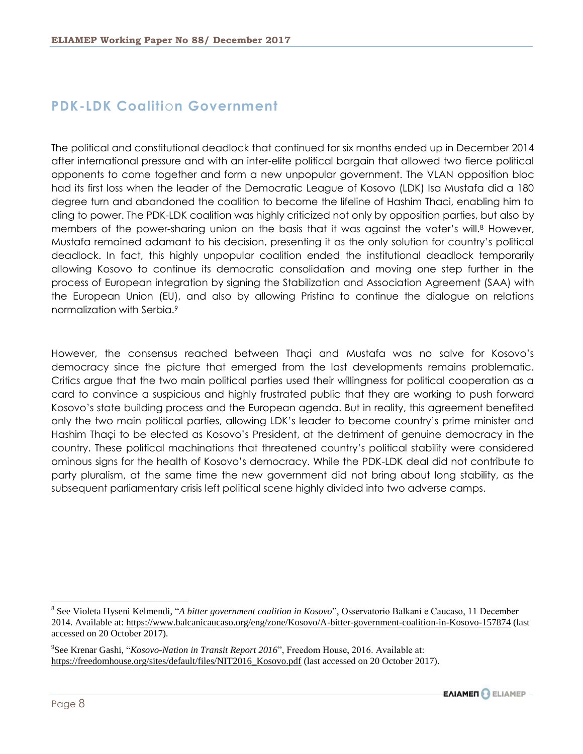## PDK-LDK Coalition Government

The political and constitutional deadlock that continued for six months ended up in December 2014 after international pressure and with an inter-elite political bargain that allowed two fierce political opponents to come together and form a new unpopular government. The VLAN opposition bloc had its first loss when the leader of the Democratic League of Kosovo (LDK) Isa Mustafa did a 180 degree turn and abandoned the coalition to become the lifeline of Hashim Thaci, enabling him to cling to power. The PDK-LDK coalition was highly criticized not only by opposition parties, but also by members of the power-sharing union on the basis that it was against the voter's will.[8] However, Mustafa remained adamant to his decision, presenting it as the only solution for country's political deadlock. In fact, this highly unpopular coalition ended the institutional deadlock temporarily allowing Kosovo to continue its democratic consolidation and moving one step further in the process of European integration by signing the Stabilization and Association Agreement (SAA) with the European Union (EU), and also by allowing Pristina to continue the dialogue on relations normalization with Serbia.[9]

However, the consensus reached between Thaçi and Mustafa was no salve for Kosovo's democracy since the picture that emerged from the last developments remains problematic. Critics argue that the two main political parties used their willingness for political cooperation as a card to convince a suspicious and highly frustrated public that they are working to push forward Kosovo's state building process and the European agenda. But in reality, this agreement benefited only the two main political parties, allowing LDK's leader to become country's prime minister and Hashim Thaçi to be elected as Kosovo's President, at the detriment of genuine democracy in the country. These political machinations that threatened country's political stability were considered ominous signs for the health of Kosovo's democracy. While the PDK-LDK deal did not contribute to party pluralism, at the same time the new government did not bring about long stability, as the subsequent parliamentary crisis left political scene highly divided into two adverse camps.

---

[8] See Violeta Hyseni Kelmendi, "*A bitter government coalition in Kosovo*", Osservatorio Balkani e Caucaso, 11 December 2014. Available at: https://www.balcanicaucaso.org/eng/zone/Kosovo/A-bitter-government-coalition-in-Kosovo-157874 (last accessed on 20 October 2017).

[9] See Krenar Gashi, "*Kosovo-Nation in Transit Report 2016*", Freedom House, 2016. Available at: https://freedomhouse.org/sites/default/files/NIT2016_Kosovo.pdf (last accessed on 20 October 2017).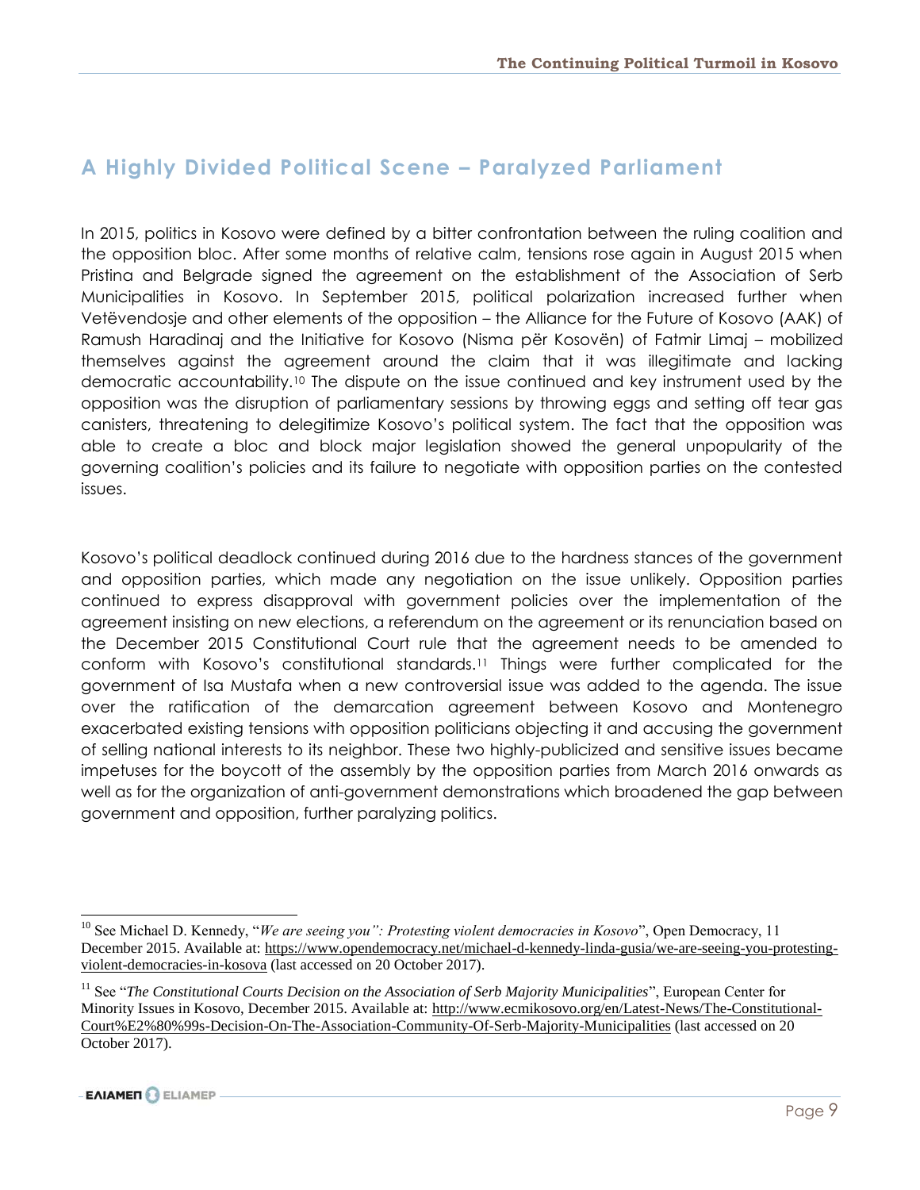## A Highly Divided Political Scene – Paralyzed Parliament

In 2015, politics in Kosovo were defined by a bitter confrontation between the ruling coalition and the opposition bloc. After some months of relative calm, tensions rose again in August 2015 when Pristina and Belgrade signed the agreement on the establishment of the Association of Serb Municipalities in Kosovo. In September 2015, political polarization increased further when Vetëvendosje and other elements of the opposition – the Alliance for the Future of Kosovo (AAK) of Ramush Haradinaj and the Initiative for Kosovo (Nisma për Kosovën) of Fatmir Limaj – mobilized themselves against the agreement around the claim that it was illegitimate and lacking democratic accountability.[10] The dispute on the issue continued and key instrument used by the opposition was the disruption of parliamentary sessions by throwing eggs and setting off tear gas canisters, threatening to delegitimize Kosovo's political system. The fact that the opposition was able to create a bloc and block major legislation showed the general unpopularity of the governing coalition's policies and its failure to negotiate with opposition parties on the contested issues.

Kosovo's political deadlock continued during 2016 due to the hardness stances of the government and opposition parties, which made any negotiation on the issue unlikely. Opposition parties continued to express disapproval with government policies over the implementation of the agreement insisting on new elections, a referendum on the agreement or its renunciation based on the December 2015 Constitutional Court rule that the agreement needs to be amended to conform with Kosovo's constitutional standards.[11] Things were further complicated for the government of Isa Mustafa when a new controversial issue was added to the agenda. The issue over the ratification of the demarcation agreement between Kosovo and Montenegro exacerbated existing tensions with opposition politicians objecting it and accusing the government of selling national interests to its neighbor. These two highly-publicized and sensitive issues became impetuses for the boycott of the assembly by the opposition parties from March 2016 onwards as well as for the organization of anti-government demonstrations which broadened the gap between government and opposition, further paralyzing politics.

---

[10] See Michael D. Kennedy, "*We are seeing you": Protesting violent democracies in Kosovo*", Open Democracy, 11 December 2015. Available at: https://www.opendemocracy.net/michael-d-kennedy-linda-gusia/we-are-seeing-you-protesting-violent-democracies-in-kosova (last accessed on 20 October 2017).

[11] See "*The Constitutional Courts Decision on the Association of Serb Majority Municipalities*", European Center for Minority Issues in Kosovo, December 2015. Available at: http://www.ecmikosovo.org/en/Latest-News/The-Constitutional-Court%E2%80%99s-Decision-On-The-Association-Community-Of-Serb-Majority-Municipalities (last accessed on 20 October 2017).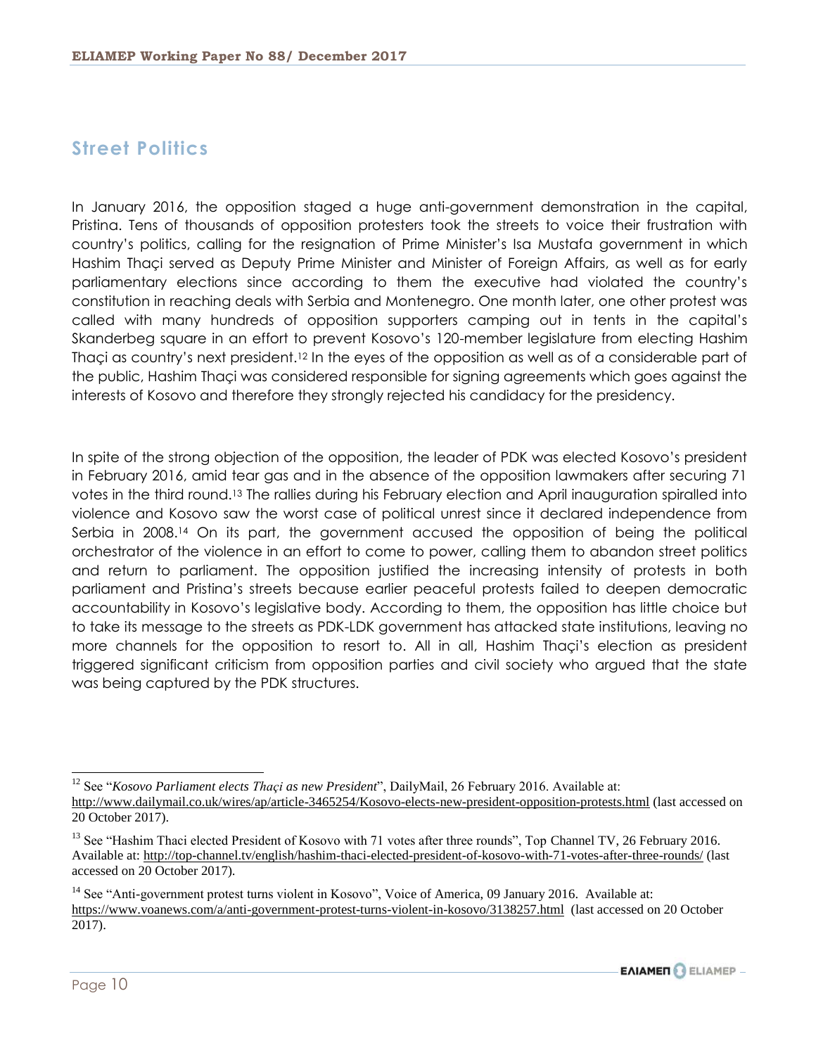## Street Politics

In January 2016, the opposition staged a huge anti-government demonstration in the capital, Pristina. Tens of thousands of opposition protesters took the streets to voice their frustration with country's politics, calling for the resignation of Prime Minister's Isa Mustafa government in which Hashim Thaçi served as Deputy Prime Minister and Minister of Foreign Affairs, as well as for early parliamentary elections since according to them the executive had violated the country's constitution in reaching deals with Serbia and Montenegro. One month later, one other protest was called with many hundreds of opposition supporters camping out in tents in the capital's Skanderbeg square in an effort to prevent Kosovo's 120-member legislature from electing Hashim Thaçi as country's next president.[12] In the eyes of the opposition as well as of a considerable part of the public, Hashim Thaçi was considered responsible for signing agreements which goes against the interests of Kosovo and therefore they strongly rejected his candidacy for the presidency.

In spite of the strong objection of the opposition, the leader of PDK was elected Kosovo's president in February 2016, amid tear gas and in the absence of the opposition lawmakers after securing 71 votes in the third round.[13] The rallies during his February election and April inauguration spiralled into violence and Kosovo saw the worst case of political unrest since it declared independence from Serbia in 2008.[14] On its part, the government accused the opposition of being the political orchestrator of the violence in an effort to come to power, calling them to abandon street politics and return to parliament. The opposition justified the increasing intensity of protests in both parliament and Pristina's streets because earlier peaceful protests failed to deepen democratic accountability in Kosovo's legislative body. According to them, the opposition has little choice but to take its message to the streets as PDK-LDK government has attacked state institutions, leaving no more channels for the opposition to resort to. All in all, Hashim Thaçi's election as president triggered significant criticism from opposition parties and civil society who argued that the state was being captured by the PDK structures.

---

[12] See "*Kosovo Parliament elects Thaçi as new President*", DailyMail, 26 February 2016. Available at: http://www.dailymail.co.uk/wires/ap/article-3465254/Kosovo-elects-new-president-opposition-protests.html (last accessed on 20 October 2017).

[13] See "Hashim Thaci elected President of Kosovo with 71 votes after three rounds", Top Channel TV, 26 February 2016. Available at: http://top-channel.tv/english/hashim-thaci-elected-president-of-kosovo-with-71-votes-after-three-rounds/ (last accessed on 20 October 2017).

[14] See "Anti-government protest turns violent in Kosovo", Voice of America, 09 January 2016. Available at: https://www.voanews.com/a/anti-government-protest-turns-violent-in-kosovo/3138257.html (last accessed on 20 October 2017).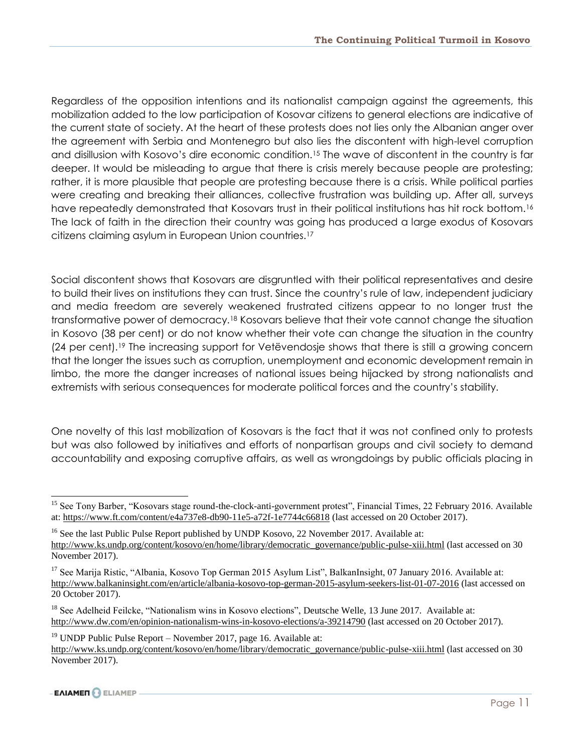Regardless of the opposition intentions and its nationalist campaign against the agreements, this mobilization added to the low participation of Kosovar citizens to general elections are indicative of the current state of society. At the heart of these protests does not lies only the Albanian anger over the agreement with Serbia and Montenegro but also lies the discontent with high-level corruption and disillusion with Kosovo's dire economic condition.[15] The wave of discontent in the country is far deeper. It would be misleading to argue that there is crisis merely because people are protesting; rather, it is more plausible that people are protesting because there is a crisis. While political parties were creating and breaking their alliances, collective frustration was building up. After all, surveys have repeatedly demonstrated that Kosovars trust in their political institutions has hit rock bottom.[16] The lack of faith in the direction their country was going has produced a large exodus of Kosovars citizens claiming asylum in European Union countries.[17]

Social discontent shows that Kosovars are disgruntled with their political representatives and desire to build their lives on institutions they can trust. Since the country's rule of law, independent judiciary and media freedom are severely weakened frustrated citizens appear to no longer trust the transformative power of democracy.[18] Kosovars believe that their vote cannot change the situation in Kosovo (38 per cent) or do not know whether their vote can change the situation in the country (24 per cent).[19] The increasing support for Vetëvendosje shows that there is still a growing concern that the longer the issues such as corruption, unemployment and economic development remain in limbo, the more the danger increases of national issues being hijacked by strong nationalists and extremists with serious consequences for moderate political forces and the country's stability.

One novelty of this last mobilization of Kosovars is the fact that it was not confined only to protests but was also followed by initiatives and efforts of nonpartisan groups and civil society to demand accountability and exposing corruptive affairs, as well as wrongdoings by public officials placing in

---

[15] See Tony Barber, "Kosovars stage round-the-clock-anti-government protest", Financial Times, 22 February 2016. Available at: https://www.ft.com/content/e4a737e8-db90-11e5-a72f-1e7744c66818 (last accessed on 20 October 2017).

[16] See the last Public Pulse Report published by UNDP Kosovo, 22 November 2017. Available at: http://www.ks.undp.org/content/kosovo/en/home/library/democratic_governance/public-pulse-xiii.html (last accessed on 30 November 2017).

[17] See Marija Ristic, "Albania, Kosovo Top German 2015 Asylum List", BalkanInsight, 07 January 2016. Available at: http://www.balkaninsight.com/en/article/albania-kosovo-top-german-2015-asylum-seekers-list-01-07-2016 (last accessed on 20 October 2017).

[18] See Adelheid Feilcke, "Nationalism wins in Kosovo elections", Deutsche Welle, 13 June 2017. Available at: http://www.dw.com/en/opinion-nationalism-wins-in-kosovo-elections/a-39214790 (last accessed on 20 October 2017).

[19] UNDP Public Pulse Report – November 2017, page 16. Available at: http://www.ks.undp.org/content/kosovo/en/home/library/democratic_governance/public-pulse-xiii.html (last accessed on 30 November 2017).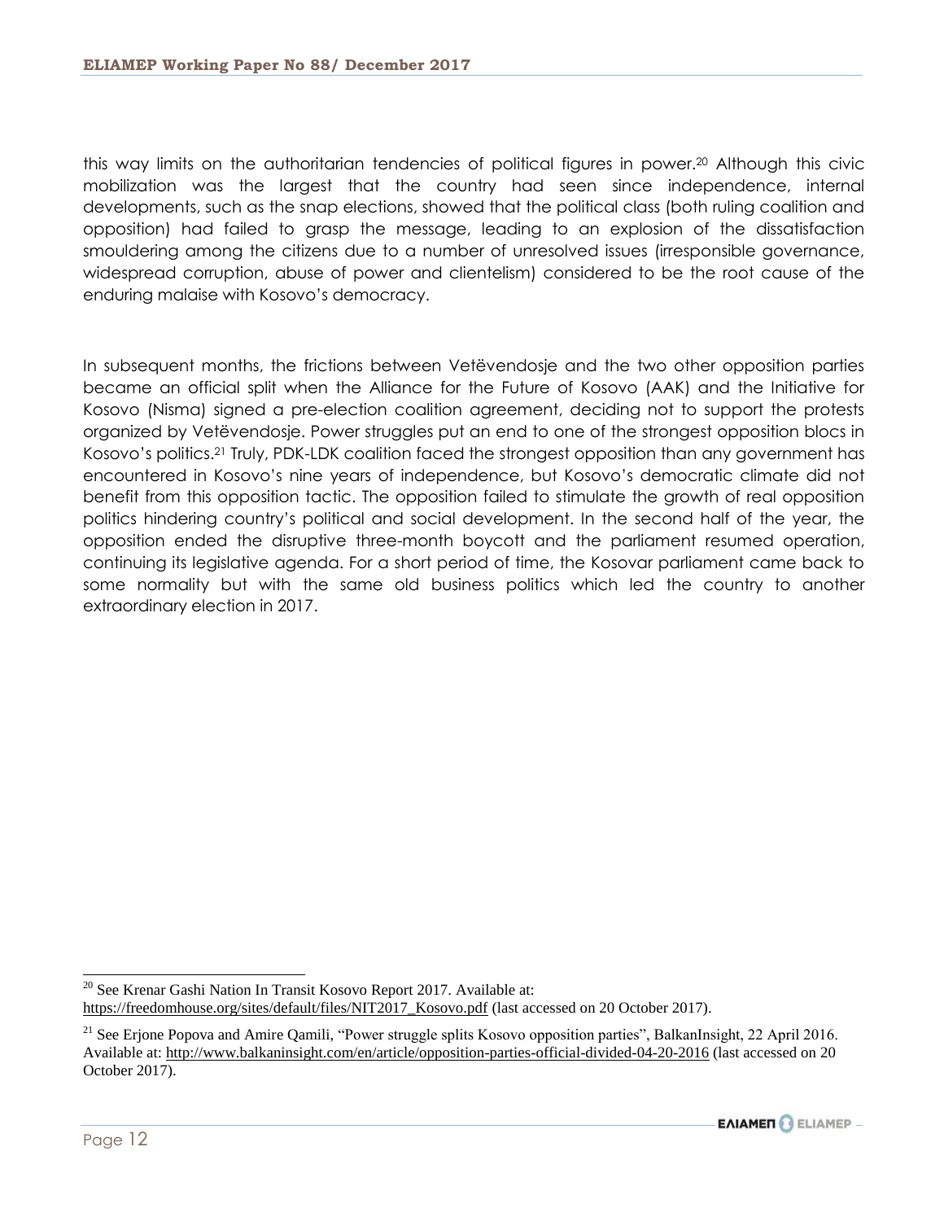this way limits on the authoritarian tendencies of political figures in power.[20] Although this civic mobilization was the largest that the country had seen since independence, internal developments, such as the snap elections, showed that the political class (both ruling coalition and opposition) had failed to grasp the message, leading to an explosion of the dissatisfaction smouldering among the citizens due to a number of unresolved issues (irresponsible governance, widespread corruption, abuse of power and clientelism) considered to be the root cause of the enduring malaise with Kosovo's democracy.

In subsequent months, the frictions between Vetëvendosje and the two other opposition parties became an official split when the Alliance for the Future of Kosovo (AAK) and the Initiative for Kosovo (Nisma) signed a pre-election coalition agreement, deciding not to support the protests organized by Vetëvendosje. Power struggles put an end to one of the strongest opposition blocs in Kosovo's politics.[21] Truly, PDK-LDK coalition faced the strongest opposition than any government has encountered in Kosovo's nine years of independence, but Kosovo's democratic climate did not benefit from this opposition tactic. The opposition failed to stimulate the growth of real opposition politics hindering country's political and social development. In the second half of the year, the opposition ended the disruptive three-month boycott and the parliament resumed operation, continuing its legislative agenda. For a short period of time, the Kosovar parliament came back to some normality but with the same old business politics which led the country to another extraordinary election in 2017.

---

[20] See Krenar Gashi Nation In Transit Kosovo Report 2017. Available at: https://freedomhouse.org/sites/default/files/NIT2017_Kosovo.pdf (last accessed on 20 October 2017).

[21] See Erjone Popova and Amire Qamili, "Power struggle splits Kosovo opposition parties", BalkanInsight, 22 April 2016. Available at: http://www.balkaninsight.com/en/article/opposition-parties-official-divided-04-20-2016 (last accessed on 20 October 2017).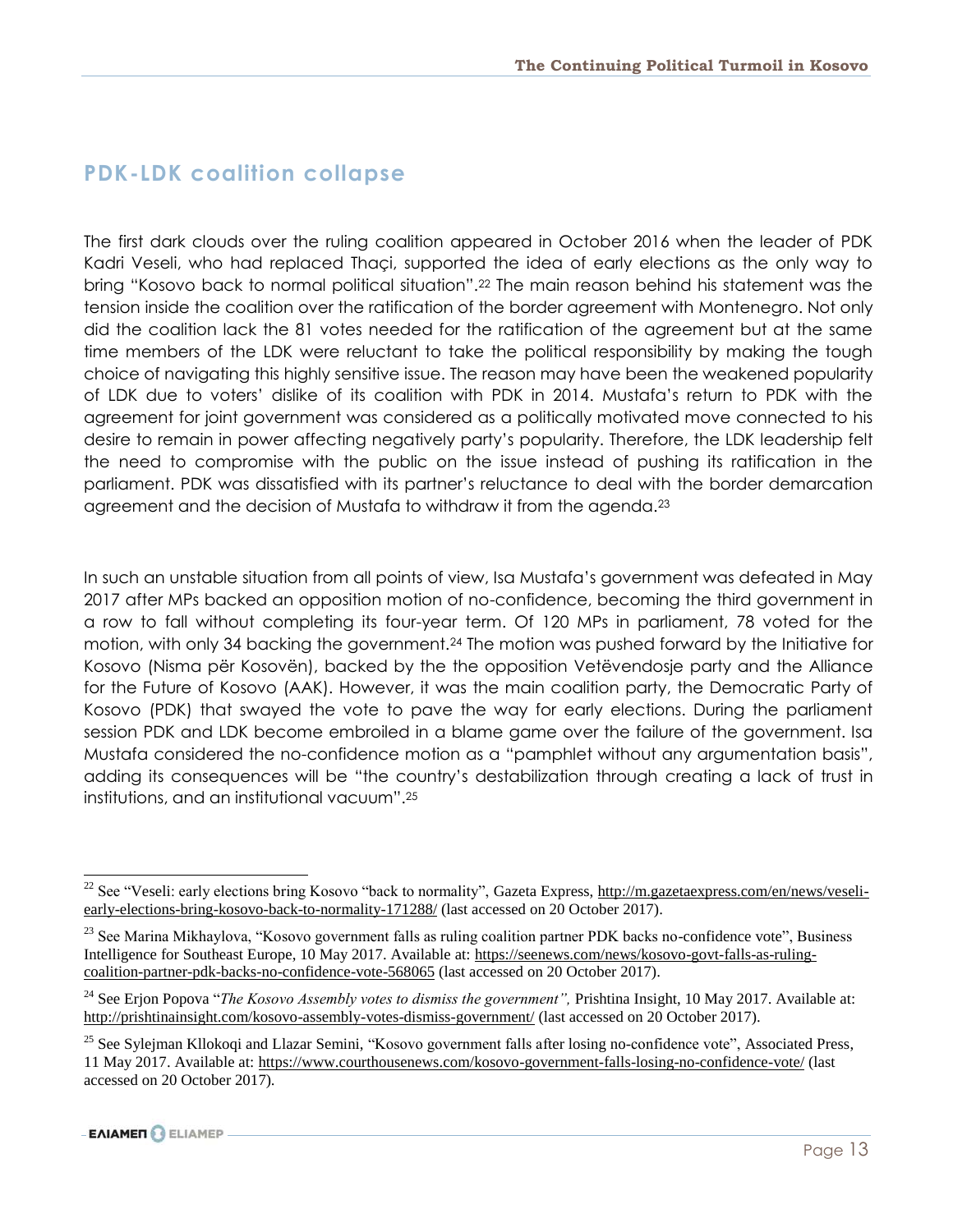## PDK-LDK coalition collapse

The first dark clouds over the ruling coalition appeared in October 2016 when the leader of PDK Kadri Veseli, who had replaced Thaçi, supported the idea of early elections as the only way to bring "Kosovo back to normal political situation".[22] The main reason behind his statement was the tension inside the coalition over the ratification of the border agreement with Montenegro. Not only did the coalition lack the 81 votes needed for the ratification of the agreement but at the same time members of the LDK were reluctant to take the political responsibility by making the tough choice of navigating this highly sensitive issue. The reason may have been the weakened popularity of LDK due to voters' dislike of its coalition with PDK in 2014. Mustafa's return to PDK with the agreement for joint government was considered as a politically motivated move connected to his desire to remain in power affecting negatively party's popularity. Therefore, the LDK leadership felt the need to compromise with the public on the issue instead of pushing its ratification in the parliament. PDK was dissatisfied with its partner's reluctance to deal with the border demarcation agreement and the decision of Mustafa to withdraw it from the agenda.[23]

In such an unstable situation from all points of view, Isa Mustafa's government was defeated in May 2017 after MPs backed an opposition motion of no-confidence, becoming the third government in a row to fall without completing its four-year term. Of 120 MPs in parliament, 78 voted for the motion, with only 34 backing the government.[24] The motion was pushed forward by the Initiative for Kosovo (Nisma për Kosovën), backed by the the opposition Vetëvendosje party and the Alliance for the Future of Kosovo (AAK). However, it was the main coalition party, the Democratic Party of Kosovo (PDK) that swayed the vote to pave the way for early elections. During the parliament session PDK and LDK become embroiled in a blame game over the failure of the government. Isa Mustafa considered the no-confidence motion as a "pamphlet without any argumentation basis", adding its consequences will be "the country's destabilization through creating a lack of trust in institutions, and an institutional vacuum".[25]

---

[22] See "Veseli: early elections bring Kosovo "back to normality", Gazeta Express, http://m.gazetaexpress.com/en/news/veseli-early-elections-bring-kosovo-back-to-normality-171288/ (last accessed on 20 October 2017).

[23] See Marina Mikhaylova, "Kosovo government falls as ruling coalition partner PDK backs no-confidence vote", Business Intelligence for Southeast Europe, 10 May 2017. Available at: https://seenews.com/news/kosovo-govt-falls-as-ruling-coalition-partner-pdk-backs-no-confidence-vote-568065 (last accessed on 20 October 2017).

[24] See Erjon Popova "*The Kosovo Assembly votes to dismiss the government",* Prishtina Insight, 10 May 2017. Available at: http://prishtinainsight.com/kosovo-assembly-votes-dismiss-government/ (last accessed on 20 October 2017).

[25] See Sylejman Kllokoqi and Llazar Semini, "Kosovo government falls after losing no-confidence vote", Associated Press, 11 May 2017. Available at: https://www.courthousenews.com/kosovo-government-falls-losing-no-confidence-vote/ (last accessed on 20 October 2017).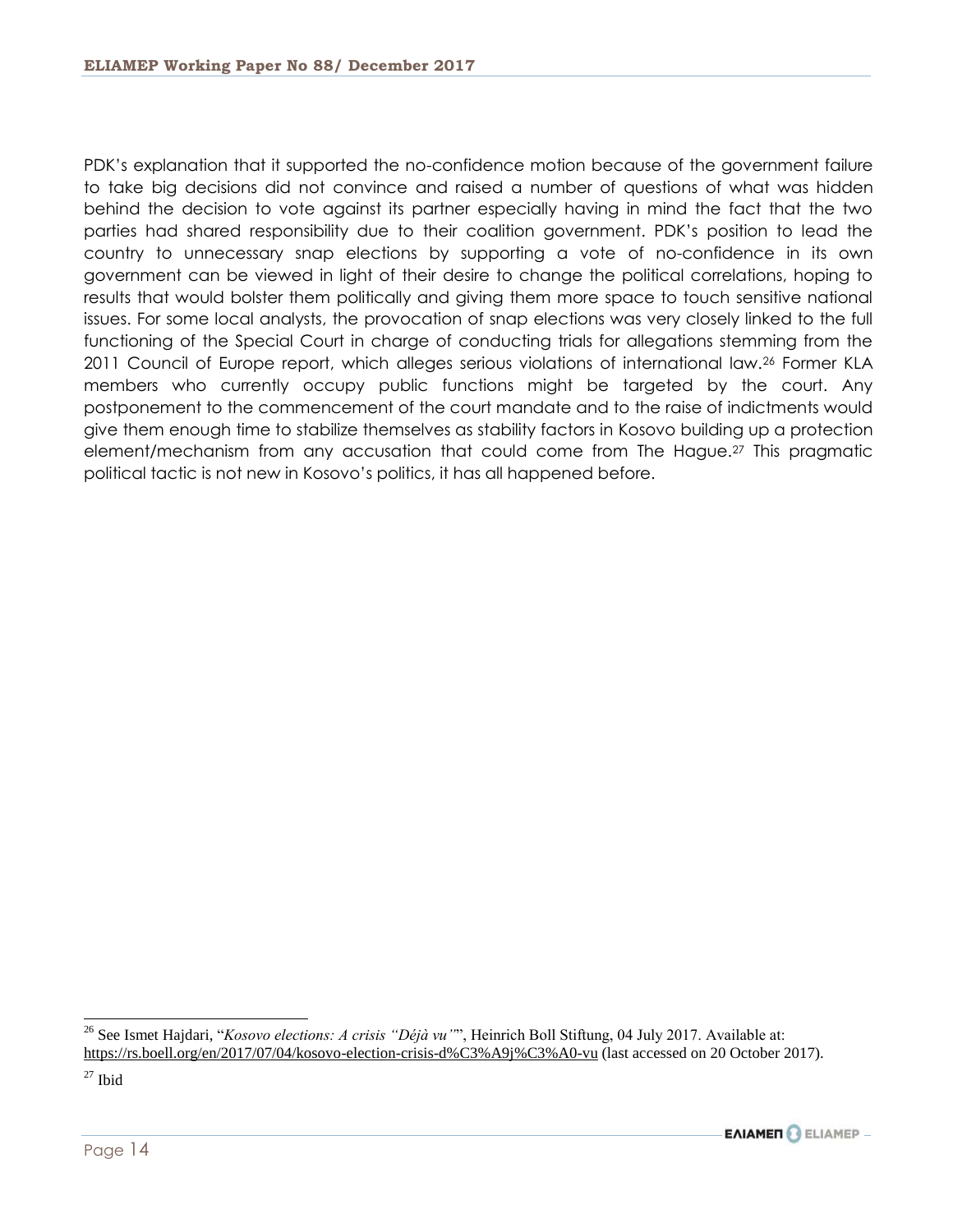PDK's explanation that it supported the no-confidence motion because of the government failure to take big decisions did not convince and raised a number of questions of what was hidden behind the decision to vote against its partner especially having in mind the fact that the two parties had shared responsibility due to their coalition government. PDK's position to lead the country to unnecessary snap elections by supporting a vote of no-confidence in its own government can be viewed in light of their desire to change the political correlations, hoping to results that would bolster them politically and giving them more space to touch sensitive national issues. For some local analysts, the provocation of snap elections was very closely linked to the full functioning of the Special Court in charge of conducting trials for allegations stemming from the 2011 Council of Europe report, which alleges serious violations of international law.[26] Former KLA members who currently occupy public functions might be targeted by the court. Any postponement to the commencement of the court mandate and to the raise of indictments would give them enough time to stabilize themselves as stability factors in Kosovo building up a protection element/mechanism from any accusation that could come from The Hague.[27] This pragmatic political tactic is not new in Kosovo's politics, it has all happened before.

---

[26] See Ismet Hajdari, "*Kosovo elections: A crisis "Déjà vu"*", Heinrich Boll Stiftung, 04 July 2017. Available at: https://rs.boell.org/en/2017/07/04/kosovo-election-crisis-d%C3%A9j%C3%A0-vu (last accessed on 20 October 2017).

[27] Ibid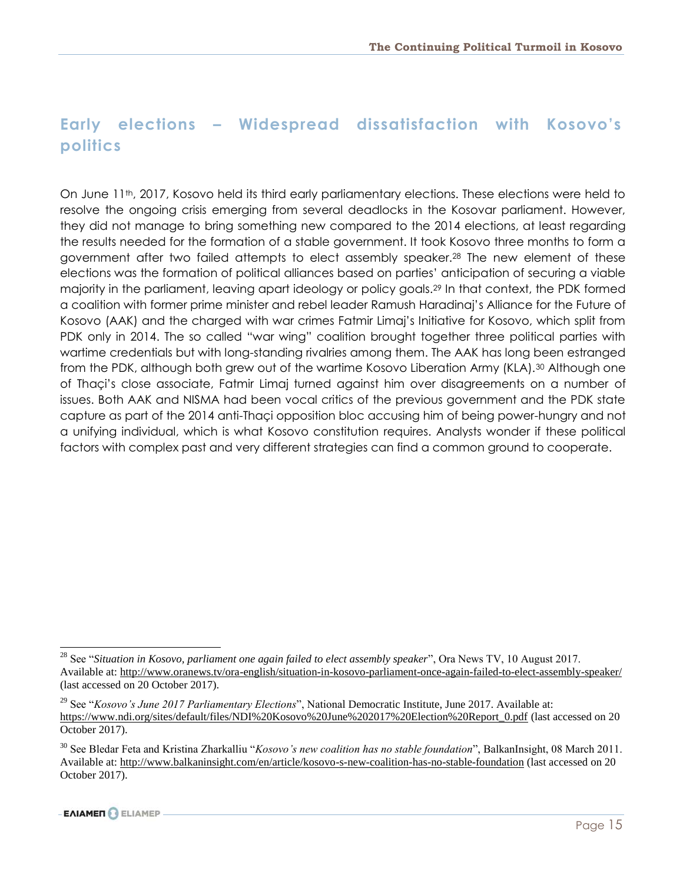## Early elections – Widespread dissatisfaction with Kosovo's politics

On June 11th, 2017, Kosovo held its third early parliamentary elections. These elections were held to resolve the ongoing crisis emerging from several deadlocks in the Kosovar parliament. However, they did not manage to bring something new compared to the 2014 elections, at least regarding the results needed for the formation of a stable government. It took Kosovo three months to form a government after two failed attempts to elect assembly speaker.[28] The new element of these elections was the formation of political alliances based on parties' anticipation of securing a viable majority in the parliament, leaving apart ideology or policy goals.[29] In that context, the PDK formed a coalition with former prime minister and rebel leader Ramush Haradinaj's Alliance for the Future of Kosovo (AAK) and the charged with war crimes Fatmir Limaj's Initiative for Kosovo, which split from PDK only in 2014. The so called "war wing" coalition brought together three political parties with wartime credentials but with long-standing rivalries among them. The AAK has long been estranged from the PDK, although both grew out of the wartime Kosovo Liberation Army (KLA).[30] Although one of Thaçi's close associate, Fatmir Limaj turned against him over disagreements on a number of issues. Both AAK and NISMA had been vocal critics of the previous government and the PDK state capture as part of the 2014 anti-Thaçi opposition bloc accusing him of being power-hungry and not a unifying individual, which is what Kosovo constitution requires. Analysts wonder if these political factors with complex past and very different strategies can find a common ground to cooperate.

---

[28] See "*Situation in Kosovo, parliament one again failed to elect assembly speaker*", Ora News TV, 10 August 2017. Available at: http://www.oranews.tv/ora-english/situation-in-kosovo-parliament-once-again-failed-to-elect-assembly-speaker/ (last accessed on 20 October 2017).

[29] See "*Kosovo's June 2017 Parliamentary Elections*", National Democratic Institute, June 2017. Available at: https://www.ndi.org/sites/default/files/NDI%20Kosovo%20June%202017%20Election%20Report_0.pdf (last accessed on 20 October 2017).

[30] See Bledar Feta and Kristina Zharkalliu "*Kosovo's new coalition has no stable foundation*", BalkanInsight, 08 March 2011. Available at: http://www.balkaninsight.com/en/article/kosovo-s-new-coalition-has-no-stable-foundation (last accessed on 20 October 2017).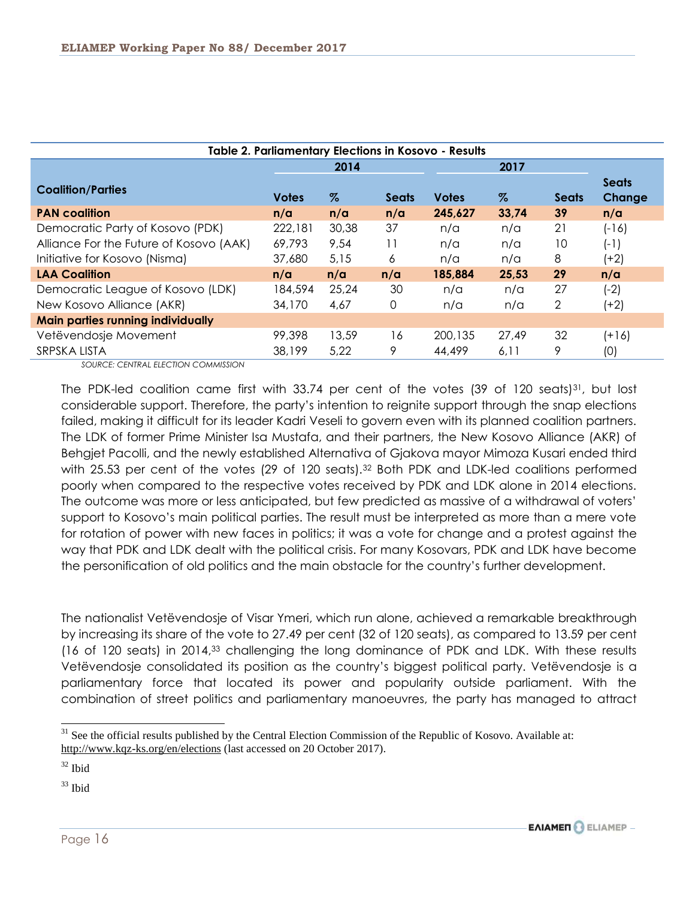**Table 2. Parliamentary Elections in Kosovo - Results**

| Coalition/Parties | 2014 | | | 2017 | | | Seats Change |
|---|---|---|---|---|---|---|---|
| | Votes | % | Seats | Votes | % | Seats | |
| **PAN coalition** | **n/a** | **n/a** | **n/a** | **245,627** | **33,74** | **39** | **n/a** |
| Democratic Party of Kosovo (PDK) | 222,181 | 30,38 | 37 | n/a | n/a | 21 | (-16) |
| Alliance For the Future of Kosovo (AAK) | 69,793 | 9,54 | 11 | n/a | n/a | 10 | (-1) |
| Initiative for Kosovo (Nisma) | 37,680 | 5,15 | 6 | n/a | n/a | 8 | (+2) |
| **LAA Coalition** | **n/a** | **n/a** | **n/a** | **185,884** | **25,53** | **29** | **n/a** |
| Democratic League of Kosovo (LDK) | 184,594 | 25,24 | 30 | n/a | n/a | 27 | (-2) |
| New Kosovo Alliance (AKR) | 34,170 | 4,67 | 0 | n/a | n/a | 2 | (+2) |
| **Main parties running individually** | | | | | | | |
| Vetëvendosje Movement | 99,398 | 13,59 | 16 | 200,135 | 27,49 | 32 | (+16) |
| SRPSKA LISTA | 38,199 | 5,22 | 9 | 44,499 | 6,11 | 9 | (0) |

*SOURCE: CENTRAL ELECTION COMMISSION*

The PDK-led coalition came first with 33.74 per cent of the votes (39 of 120 seats)[31], but lost considerable support. Therefore, the party's intention to reignite support through the snap elections failed, making it difficult for its leader Kadri Veseli to govern even with its planned coalition partners. The LDK of former Prime Minister Isa Mustafa, and their partners, the New Kosovo Alliance (AKR) of Behgjet Pacolli, and the newly established Alternativa of Gjakova mayor Mimoza Kusari ended third with 25.53 per cent of the votes (29 of 120 seats).[32] Both PDK and LDK-led coalitions performed poorly when compared to the respective votes received by PDK and LDK alone in 2014 elections. The outcome was more or less anticipated, but few predicted as massive of a withdrawal of voters' support to Kosovo's main political parties. The result must be interpreted as more than a mere vote for rotation of power with new faces in politics; it was a vote for change and a protest against the way that PDK and LDK dealt with the political crisis. For many Kosovars, PDK and LDK have become the personification of old politics and the main obstacle for the country's further development.

The nationalist Vetëvendosje of Visar Ymeri, which run alone, achieved a remarkable breakthrough by increasing its share of the vote to 27.49 per cent (32 of 120 seats), as compared to 13.59 per cent (16 of 120 seats) in 2014,[33] challenging the long dominance of PDK and LDK. With these results Vetëvendosje consolidated its position as the country's biggest political party. Vetëvendosje is a parliamentary force that located its power and popularity outside parliament. With the combination of street politics and parliamentary manoeuvres, the party has managed to attract

[31] See the official results published by the Central Election Commission of the Republic of Kosovo. Available at: http://www.kqz-ks.org/en/elections (last accessed on 20 October 2017).

[32] Ibid

[33] Ibid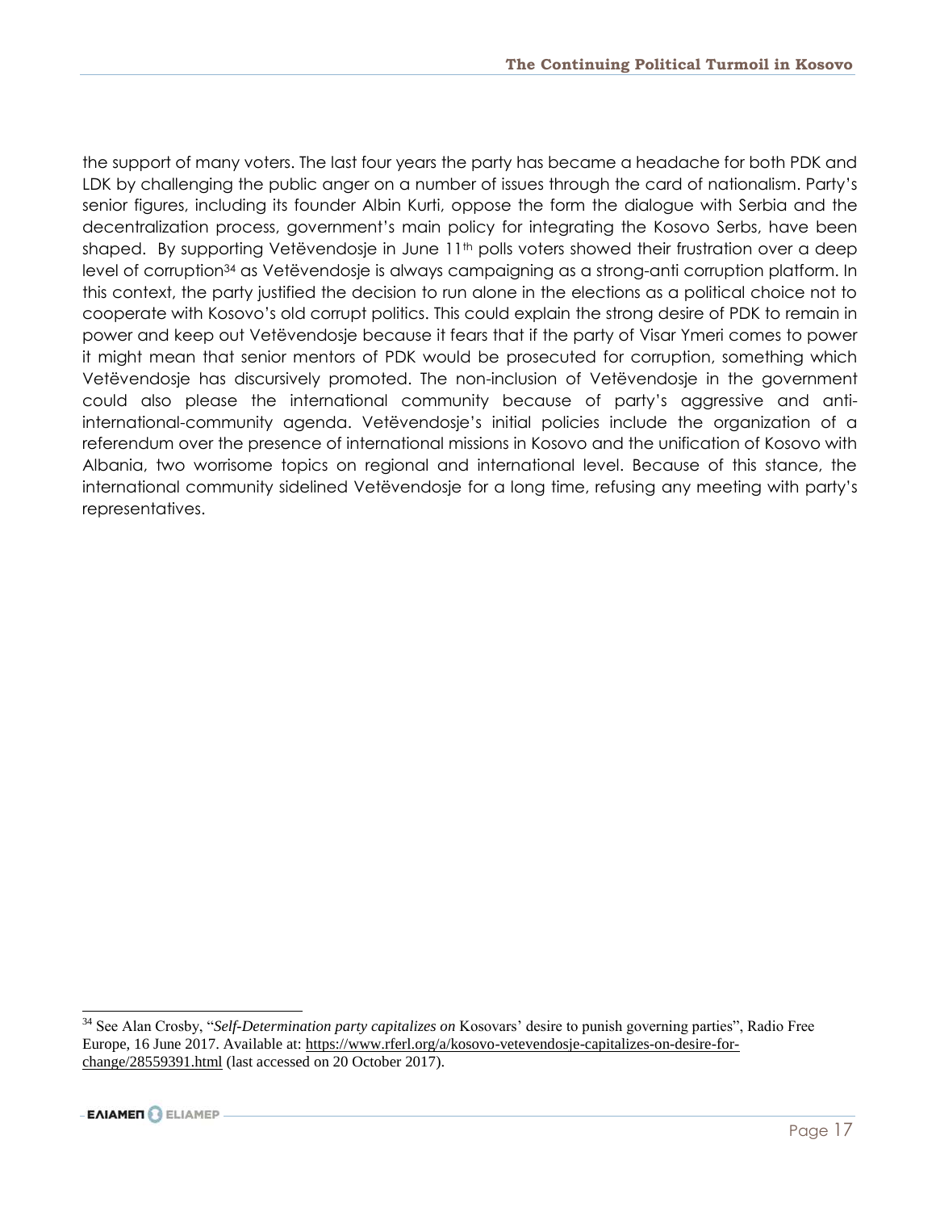the support of many voters. The last four years the party has became a headache for both PDK and LDK by challenging the public anger on a number of issues through the card of nationalism. Party's senior figures, including its founder Albin Kurti, oppose the form the dialogue with Serbia and the decentralization process, government's main policy for integrating the Kosovo Serbs, have been shaped. By supporting Vetëvendosje in June 11th polls voters showed their frustration over a deep level of corruption[34] as Vetëvendosje is always campaigning as a strong-anti corruption platform. In this context, the party justified the decision to run alone in the elections as a political choice not to cooperate with Kosovo's old corrupt politics. This could explain the strong desire of PDK to remain in power and keep out Vetëvendosje because it fears that if the party of Visar Ymeri comes to power it might mean that senior mentors of PDK would be prosecuted for corruption, something which Vetëvendosje has discursively promoted. The non-inclusion of Vetëvendosje in the government could also please the international community because of party's aggressive and anti-international-community agenda. Vetëvendosje's initial policies include the organization of a referendum over the presence of international missions in Kosovo and the unification of Kosovo with Albania, two worrisome topics on regional and international level. Because of this stance, the international community sidelined Vetëvendosje for a long time, refusing any meeting with party's representatives.

---

[34] See Alan Crosby, "*Self-Determination party capitalizes on* Kosovars' desire to punish governing parties", Radio Free Europe, 16 June 2017. Available at: https://www.rferl.org/a/kosovo-vetevendosje-capitalizes-on-desire-for-change/28559391.html (last accessed on 20 October 2017).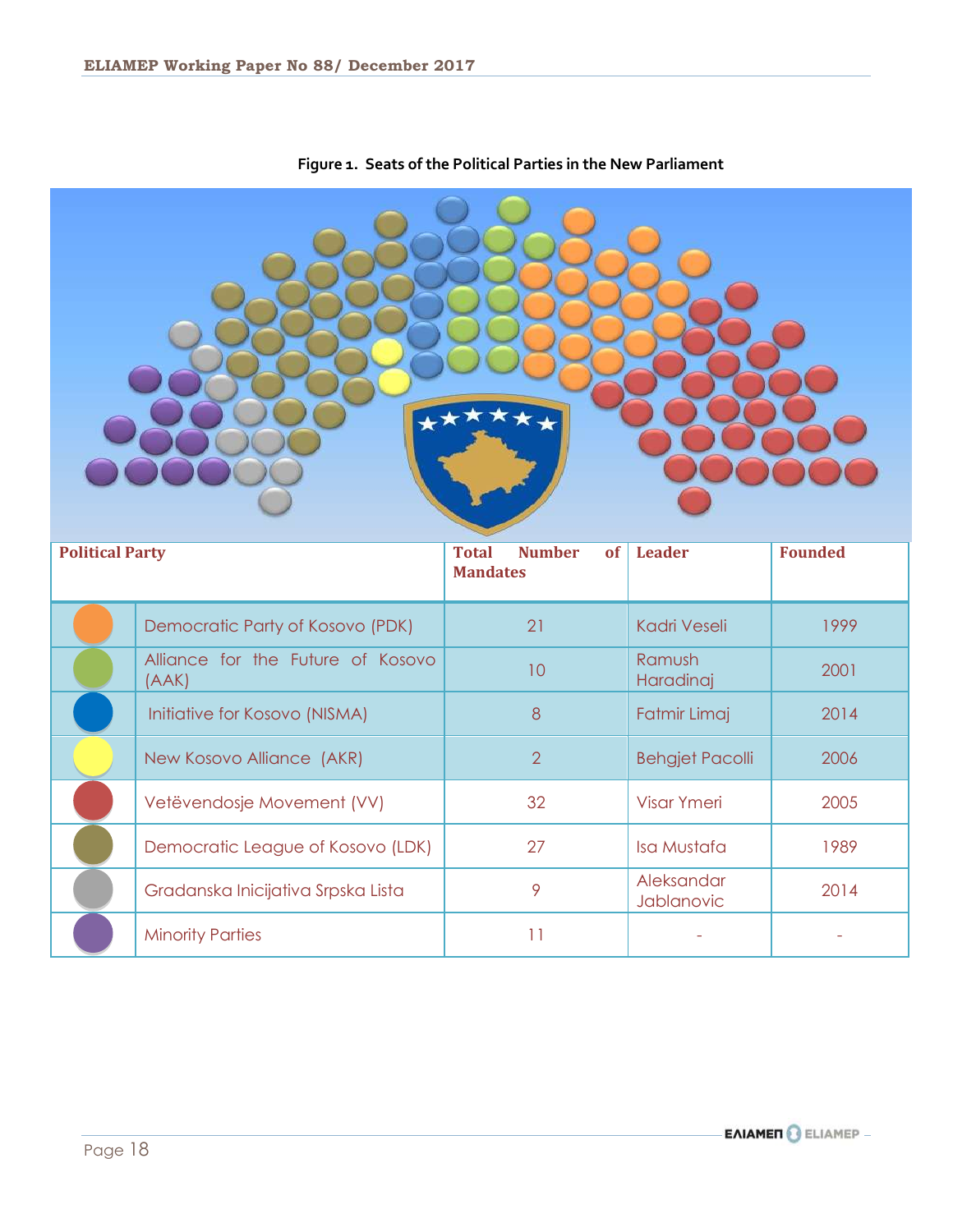**Figure 1. Seats of the Political Parties in the New Parliament**

| | Political Party | Total Number of Mandates | Leader | Founded |
|---|---|---|---|---|
| | Democratic Party of Kosovo (PDK) | 21 | Kadri Veseli | 1999 |
| | Alliance for the Future of Kosovo (AAK) | 10 | Ramush Haradinaj | 2001 |
| | Initiative for Kosovo (NISMA) | 8 | Fatmir Limaj | 2014 |
| | New Kosovo Alliance (AKR) | 2 | Behgjet Pacolli | 2006 |
| | Vetëvendosje Movement (VV) | 32 | Visar Ymeri | 2005 |
| | Democratic League of Kosovo (LDK) | 27 | Isa Mustafa | 1989 |
| | Gradanska Inicijativa Srpska Lista | 9 | Aleksandar Jablanovic | 2014 |
| | Minority Parties | 11 | - | - |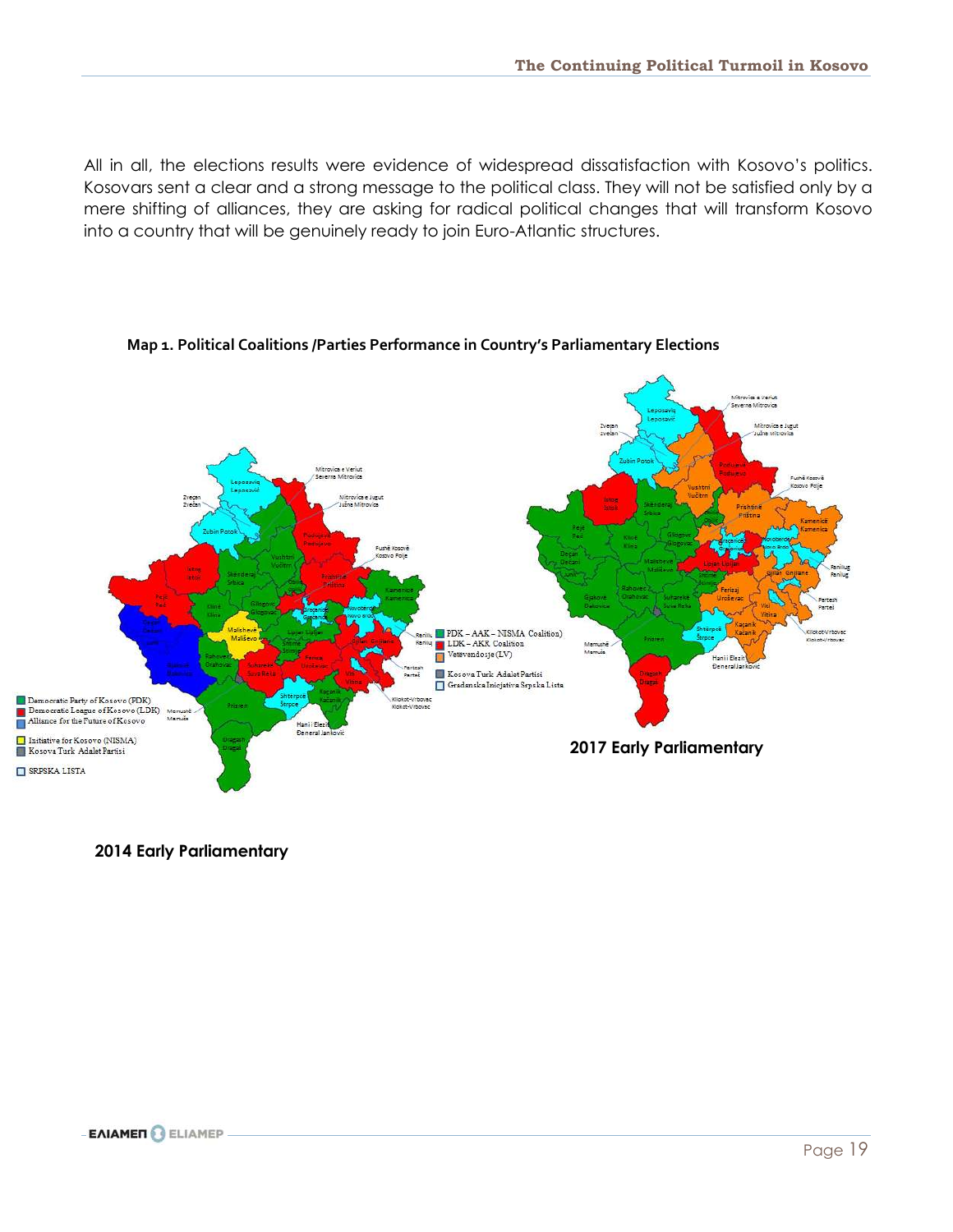All in all, the elections results were evidence of widespread dissatisfaction with Kosovo's politics. Kosovars sent a clear and a strong message to the political class. They will not be satisfied only by a mere shifting of alliances, they are asking for radical political changes that will transform Kosovo into a country that will be genuinely ready to join Euro-Atlantic structures.

**Map 1. Political Coalitions /Parties Performance in Country's Parliamentary Elections**

**2014 Early Parliamentary**

- Democratic Party of Kosovo (PDK)
- Democratic League of Kosovo (LDK)
- Alliance for the Future of Kosovo
- Initiative for Kosovo (NISMA)
- Kosova Turk Adalet Partisi
- SRPSKA LISTA

**2017 Early Parliamentary**

- PDK – AAK – NISMA Coalition)
- LDK – AKR Coalition
- Vetëvendosje (LV)
- Kosova Turk Adalet Partisi
- Gradjanska Inicjativa Srpska Lista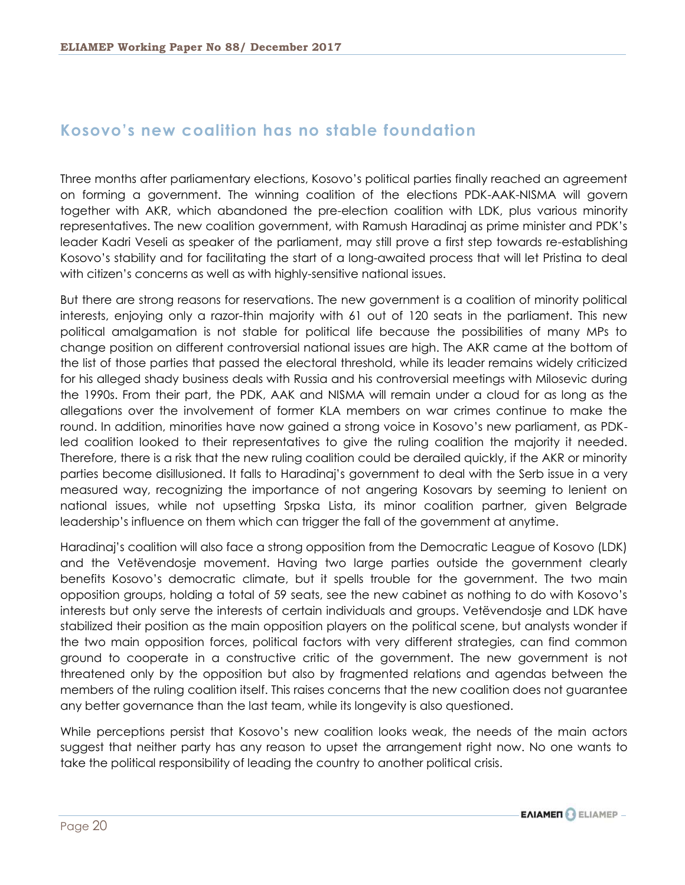## Kosovo's new coalition has no stable foundation

Three months after parliamentary elections, Kosovo's political parties finally reached an agreement on forming a government. The winning coalition of the elections PDK-AAK-NISMA will govern together with AKR, which abandoned the pre-election coalition with LDK, plus various minority representatives. The new coalition government, with Ramush Haradinaj as prime minister and PDK's leader Kadri Veseli as speaker of the parliament, may still prove a first step towards re-establishing Kosovo's stability and for facilitating the start of a long-awaited process that will let Pristina to deal with citizen's concerns as well as with highly-sensitive national issues.

But there are strong reasons for reservations. The new government is a coalition of minority political interests, enjoying only a razor-thin majority with 61 out of 120 seats in the parliament. This new political amalgamation is not stable for political life because the possibilities of many MPs to change position on different controversial national issues are high. The AKR came at the bottom of the list of those parties that passed the electoral threshold, while its leader remains widely criticized for his alleged shady business deals with Russia and his controversial meetings with Milosevic during the 1990s. From their part, the PDK, AAK and NISMA will remain under a cloud for as long as the allegations over the involvement of former KLA members on war crimes continue to make the round. In addition, minorities have now gained a strong voice in Kosovo's new parliament, as PDK-led coalition looked to their representatives to give the ruling coalition the majority it needed. Therefore, there is a risk that the new ruling coalition could be derailed quickly, if the AKR or minority parties become disillusioned. It falls to Haradinaj's government to deal with the Serb issue in a very measured way, recognizing the importance of not angering Kosovars by seeming to lenient on national issues, while not upsetting Srpska Lista, its minor coalition partner, given Belgrade leadership's influence on them which can trigger the fall of the government at anytime.

Haradinaj's coalition will also face a strong opposition from the Democratic League of Kosovo (LDK) and the Vetëvendosje movement. Having two large parties outside the government clearly benefits Kosovo's democratic climate, but it spells trouble for the government. The two main opposition groups, holding a total of 59 seats, see the new cabinet as nothing to do with Kosovo's interests but only serve the interests of certain individuals and groups. Vetëvendosje and LDK have stabilized their position as the main opposition players on the political scene, but analysts wonder if the two main opposition forces, political factors with very different strategies, can find common ground to cooperate in a constructive critic of the government. The new government is not threatened only by the opposition but also by fragmented relations and agendas between the members of the ruling coalition itself. This raises concerns that the new coalition does not guarantee any better governance than the last team, while its longevity is also questioned.

While perceptions persist that Kosovo's new coalition looks weak, the needs of the main actors suggest that neither party has any reason to upset the arrangement right now. No one wants to take the political responsibility of leading the country to another political crisis.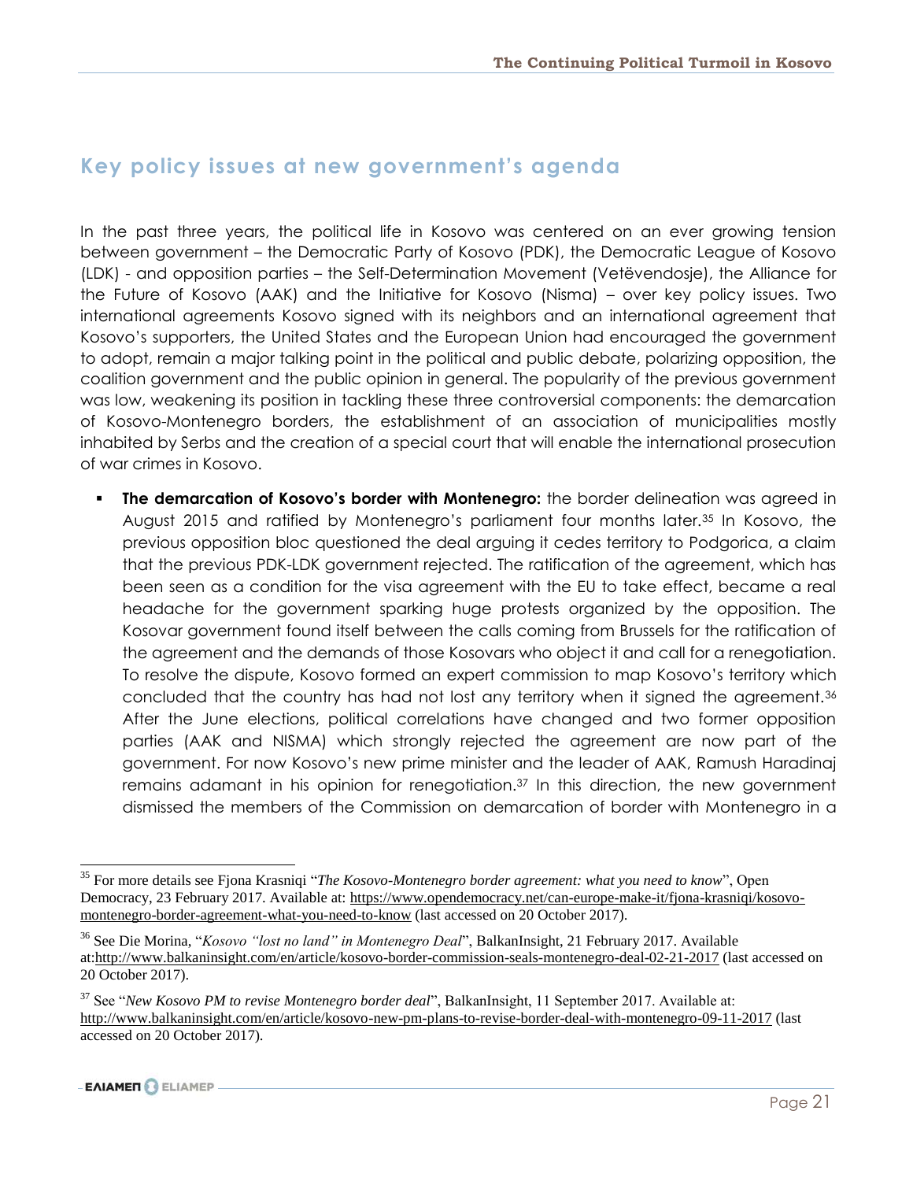## Key policy issues at new government's agenda

In the past three years, the political life in Kosovo was centered on an ever growing tension between government – the Democratic Party of Kosovo (PDK), the Democratic League of Kosovo (LDK) - and opposition parties – the Self-Determination Movement (Vetëvendosje), the Alliance for the Future of Kosovo (AAK) and the Initiative for Kosovo (Nisma) – over key policy issues. Two international agreements Kosovo signed with its neighbors and an international agreement that Kosovo's supporters, the United States and the European Union had encouraged the government to adopt, remain a major talking point in the political and public debate, polarizing opposition, the coalition government and the public opinion in general. The popularity of the previous government was low, weakening its position in tackling these three controversial components: the demarcation of Kosovo-Montenegro borders, the establishment of an association of municipalities mostly inhabited by Serbs and the creation of a special court that will enable the international prosecution of war crimes in Kosovo.

- **The demarcation of Kosovo's border with Montenegro:** the border delineation was agreed in August 2015 and ratified by Montenegro's parliament four months later.[35] In Kosovo, the previous opposition bloc questioned the deal arguing it cedes territory to Podgorica, a claim that the previous PDK-LDK government rejected. The ratification of the agreement, which has been seen as a condition for the visa agreement with the EU to take effect, became a real headache for the government sparking huge protests organized by the opposition. The Kosovar government found itself between the calls coming from Brussels for the ratification of the agreement and the demands of those Kosovars who object it and call for a renegotiation. To resolve the dispute, Kosovo formed an expert commission to map Kosovo's territory which concluded that the country has had not lost any territory when it signed the agreement.[36] After the June elections, political correlations have changed and two former opposition parties (AAK and NISMA) which strongly rejected the agreement are now part of the government. For now Kosovo's new prime minister and the leader of AAK, Ramush Haradinaj remains adamant in his opinion for renegotiation.[37] In this direction, the new government dismissed the members of the Commission on demarcation of border with Montenegro in a

---

[35] For more details see Fjona Krasniqi "*The Kosovo-Montenegro border agreement: what you need to know*", Open Democracy, 23 February 2017. Available at: https://www.opendemocracy.net/can-europe-make-it/fjona-krasniqi/kosovo-montenegro-border-agreement-what-you-need-to-know (last accessed on 20 October 2017).

[36] See Die Morina, "*Kosovo "lost no land" in Montenegro Deal*", BalkanInsight, 21 February 2017. Available at:http://www.balkaninsight.com/en/article/kosovo-border-commission-seals-montenegro-deal-02-21-2017 (last accessed on 20 October 2017).

[37] See "*New Kosovo PM to revise Montenegro border deal*", BalkanInsight, 11 September 2017. Available at: http://www.balkaninsight.com/en/article/kosovo-new-pm-plans-to-revise-border-deal-with-montenegro-09-11-2017 (last accessed on 20 October 2017).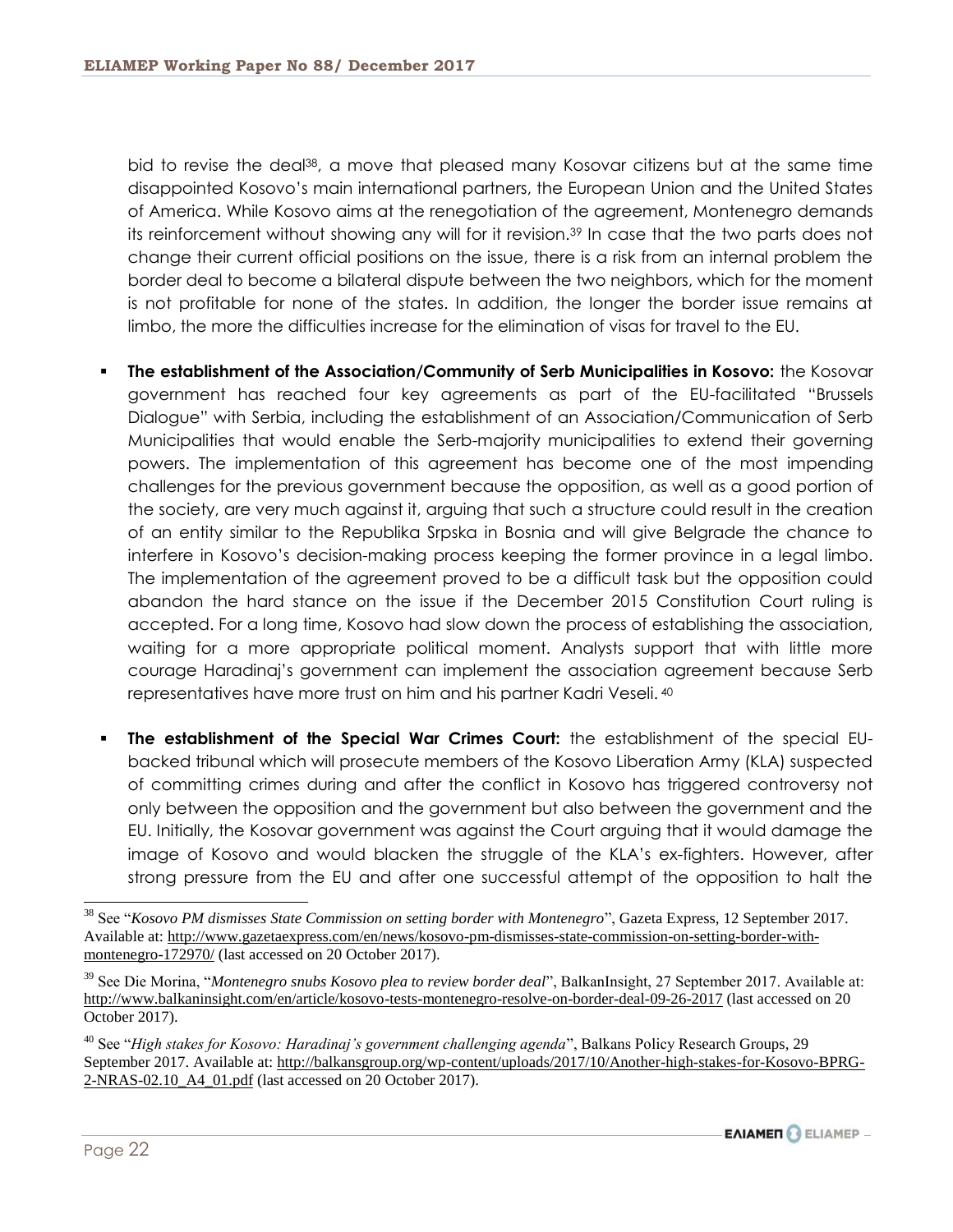bid to revise the deal[38], a move that pleased many Kosovar citizens but at the same time disappointed Kosovo's main international partners, the European Union and the United States of America. While Kosovo aims at the renegotiation of the agreement, Montenegro demands its reinforcement without showing any will for it revision.[39] In case that the two parts does not change their current official positions on the issue, there is a risk from an internal problem the border deal to become a bilateral dispute between the two neighbors, which for the moment is not profitable for none of the states. In addition, the longer the border issue remains at limbo, the more the difficulties increase for the elimination of visas for travel to the EU.

- **The establishment of the Association/Community of Serb Municipalities in Kosovo:** the Kosovar government has reached four key agreements as part of the EU-facilitated "Brussels Dialogue" with Serbia, including the establishment of an Association/Communication of Serb Municipalities that would enable the Serb-majority municipalities to extend their governing powers. The implementation of this agreement has become one of the most impending challenges for the previous government because the opposition, as well as a good portion of the society, are very much against it, arguing that such a structure could result in the creation of an entity similar to the Republika Srpska in Bosnia and will give Belgrade the chance to interfere in Kosovo's decision-making process keeping the former province in a legal limbo. The implementation of the agreement proved to be a difficult task but the opposition could abandon the hard stance on the issue if the December 2015 Constitution Court ruling is accepted. For a long time, Kosovo had slow down the process of establishing the association, waiting for a more appropriate political moment. Analysts support that with little more courage Haradinaj's government can implement the association agreement because Serb representatives have more trust on him and his partner Kadri Veseli. [40]

- **The establishment of the Special War Crimes Court:** the establishment of the special EU-backed tribunal which will prosecute members of the Kosovo Liberation Army (KLA) suspected of committing crimes during and after the conflict in Kosovo has triggered controversy not only between the opposition and the government but also between the government and the EU. Initially, the Kosovar government was against the Court arguing that it would damage the image of Kosovo and would blacken the struggle of the KLA's ex-fighters. However, after strong pressure from the EU and after one successful attempt of the opposition to halt the

---

[38] See "*Kosovo PM dismisses State Commission on setting border with Montenegro*", Gazeta Express, 12 September 2017. Available at: http://www.gazetaexpress.com/en/news/kosovo-pm-dismisses-state-commission-on-setting-border-with-montenegro-172970/ (last accessed on 20 October 2017).

[39] See Die Morina, "*Montenegro snubs Kosovo plea to review border deal*", BalkanInsight, 27 September 2017. Available at: http://www.balkaninsight.com/en/article/kosovo-tests-montenegro-resolve-on-border-deal-09-26-2017 (last accessed on 20 October 2017).

[40] See "*High stakes for Kosovo: Haradinaj's government challenging agenda*", Balkans Policy Research Groups, 29 September 2017. Available at: http://balkansgroup.org/wp-content/uploads/2017/10/Another-high-stakes-for-Kosovo-BPRG-2-NRAS-02.10_A4_01.pdf (last accessed on 20 October 2017).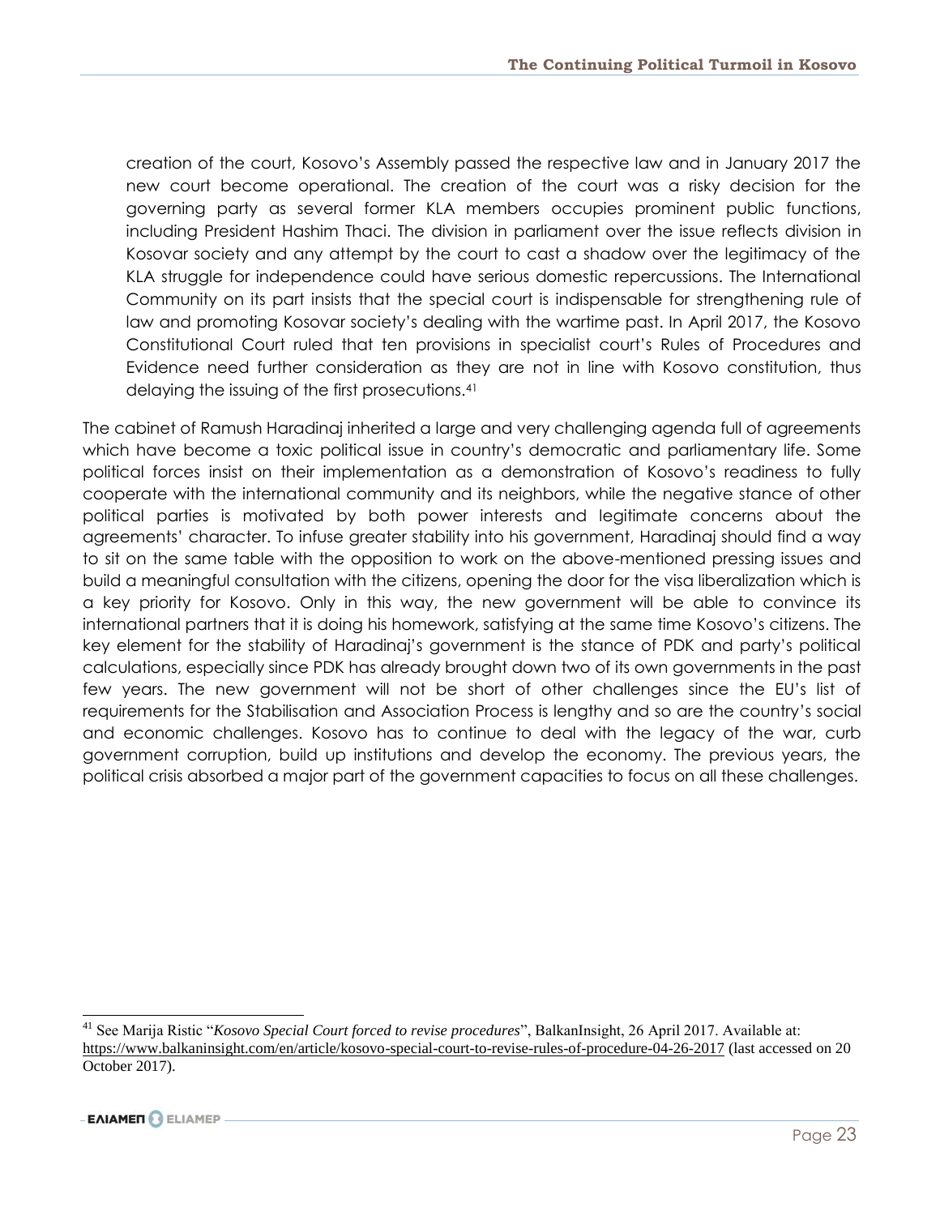creation of the court, Kosovo's Assembly passed the respective law and in January 2017 the new court become operational. The creation of the court was a risky decision for the governing party as several former KLA members occupies prominent public functions, including President Hashim Thaci. The division in parliament over the issue reflects division in Kosovar society and any attempt by the court to cast a shadow over the legitimacy of the KLA struggle for independence could have serious domestic repercussions. The International Community on its part insists that the special court is indispensable for strengthening rule of law and promoting Kosovar society's dealing with the wartime past. In April 2017, the Kosovo Constitutional Court ruled that ten provisions in specialist court's Rules of Procedures and Evidence need further consideration as they are not in line with Kosovo constitution, thus delaying the issuing of the first prosecutions.[41]

The cabinet of Ramush Haradinaj inherited a large and very challenging agenda full of agreements which have become a toxic political issue in country's democratic and parliamentary life. Some political forces insist on their implementation as a demonstration of Kosovo's readiness to fully cooperate with the international community and its neighbors, while the negative stance of other political parties is motivated by both power interests and legitimate concerns about the agreements' character. To infuse greater stability into his government, Haradinaj should find a way to sit on the same table with the opposition to work on the above-mentioned pressing issues and build a meaningful consultation with the citizens, opening the door for the visa liberalization which is a key priority for Kosovo. Only in this way, the new government will be able to convince its international partners that it is doing his homework, satisfying at the same time Kosovo's citizens. The key element for the stability of Haradinaj's government is the stance of PDK and party's political calculations, especially since PDK has already brought down two of its own governments in the past few years. The new government will not be short of other challenges since the EU's list of requirements for the Stabilisation and Association Process is lengthy and so are the country's social and economic challenges. Kosovo has to continue to deal with the legacy of the war, curb government corruption, build up institutions and develop the economy. The previous years, the political crisis absorbed a major part of the government capacities to focus on all these challenges.

[41] See Marija Ristic "*Kosovo Special Court forced to revise procedures*", BalkanInsight, 26 April 2017. Available at: https://www.balkaninsight.com/en/article/kosovo-special-court-to-revise-rules-of-procedure-04-26-2017 (last accessed on 20 October 2017).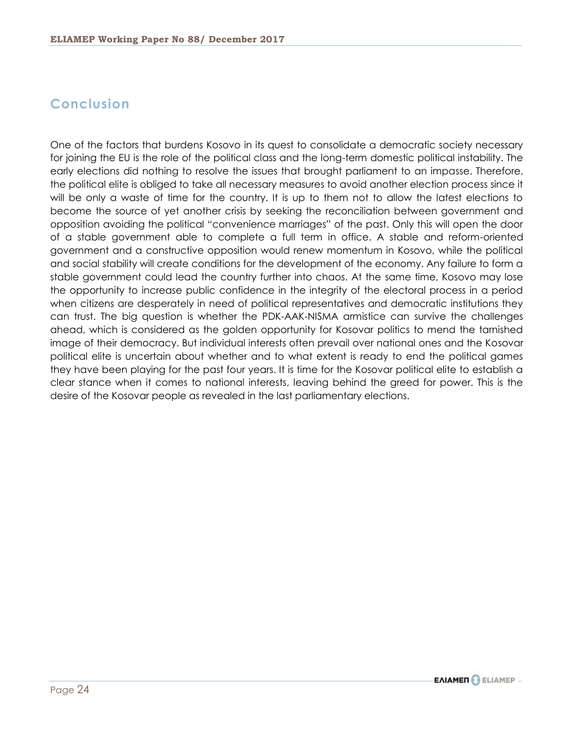## Conclusion

One of the factors that burdens Kosovo in its quest to consolidate a democratic society necessary for joining the EU is the role of the political class and the long-term domestic political instability. The early elections did nothing to resolve the issues that brought parliament to an impasse. Therefore, the political elite is obliged to take all necessary measures to avoid another election process since it will be only a waste of time for the country. It is up to them not to allow the latest elections to become the source of yet another crisis by seeking the reconciliation between government and opposition avoiding the political "convenience marriages" of the past. Only this will open the door of a stable government able to complete a full term in office. A stable and reform-oriented government and a constructive opposition would renew momentum in Kosovo, while the political and social stability will create conditions for the development of the economy. Any failure to form a stable government could lead the country further into chaos. At the same time, Kosovo may lose the opportunity to increase public confidence in the integrity of the electoral process in a period when citizens are desperately in need of political representatives and democratic institutions they can trust. The big question is whether the PDK-AAK-NISMA armistice can survive the challenges ahead, which is considered as the golden opportunity for Kosovar politics to mend the tarnished image of their democracy. But individual interests often prevail over national ones and the Kosovar political elite is uncertain about whether and to what extent is ready to end the political games they have been playing for the past four years. It is time for the Kosovar political elite to establish a clear stance when it comes to national interests, leaving behind the greed for power. This is the desire of the Kosovar people as revealed in the last parliamentary elections.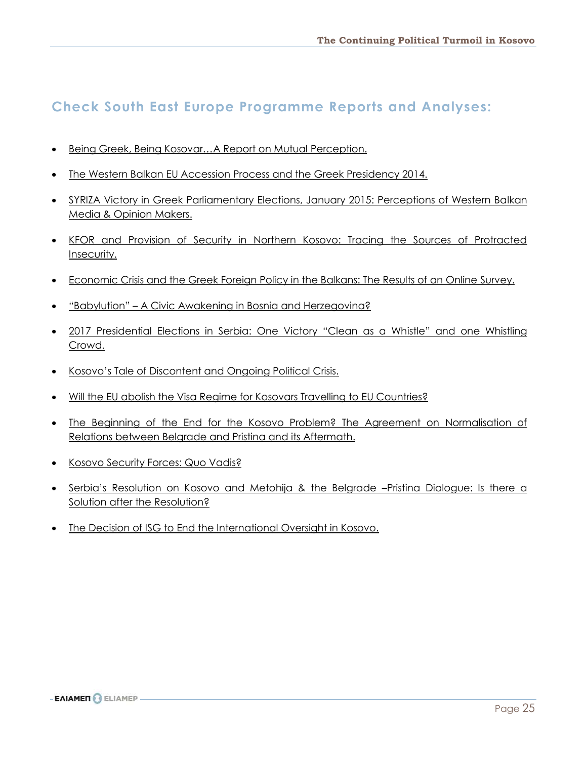## Check South East Europe Programme Reports and Analyses:

- Being Greek, Being Kosovar…A Report on Mutual Perception.
- The Western Balkan EU Accession Process and the Greek Presidency 2014.
- SYRIZA Victory in Greek Parliamentary Elections, January 2015: Perceptions of Western Balkan Media & Opinion Makers.
- KFOR and Provision of Security in Northern Kosovo: Tracing the Sources of Protracted Insecurity.
- Economic Crisis and the Greek Foreign Policy in the Balkans: The Results of an Online Survey.
- "Babylution" – A Civic Awakening in Bosnia and Herzegovina?
- 2017 Presidential Elections in Serbia: One Victory "Clean as a Whistle" and one Whistling Crowd.
- Kosovo's Tale of Discontent and Ongoing Political Crisis.
- Will the EU abolish the Visa Regime for Kosovars Travelling to EU Countries?
- The Beginning of the End for the Kosovo Problem? The Agreement on Normalisation of Relations between Belgrade and Pristina and its Aftermath.
- Kosovo Security Forces: Quo Vadis?
- Serbia's Resolution on Kosovo and Metohija & the Belgrade –Pristina Dialogue: Is there a Solution after the Resolution?
- The Decision of ISG to End the International Oversight in Kosovo.